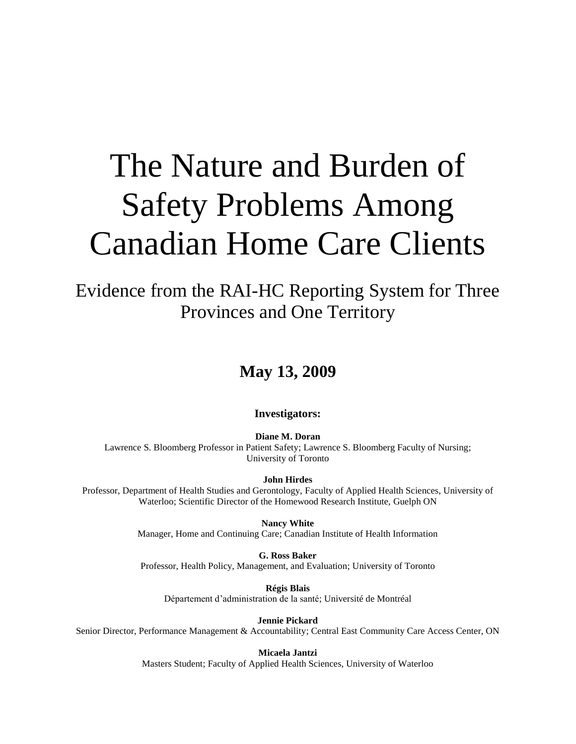# The Nature and Burden of Safety Problems Among Canadian Home Care Clients

## Evidence from the RAI-HC Reporting System for Three Provinces and One Territory

**May 13, 2009**

**Investigators:**

**Diane M. Doran**
Lawrence S. Bloomberg Professor in Patient Safety; Lawrence S. Bloomberg Faculty of Nursing; University of Toronto

**John Hirdes**
Professor, Department of Health Studies and Gerontology, Faculty of Applied Health Sciences, University of Waterloo; Scientific Director of the Homewood Research Institute, Guelph ON

**Nancy White**
Manager, Home and Continuing Care; Canadian Institute of Health Information

**G. Ross Baker**
Professor, Health Policy, Management, and Evaluation; University of Toronto

**Régis Blais**
Département d'administration de la santé; Université de Montréal

**Jennie Pickard**
Senior Director, Performance Management & Accountability; Central East Community Care Access Center, ON

**Micaela Jantzi**
Masters Student; Faculty of Applied Health Sciences, University of Waterloo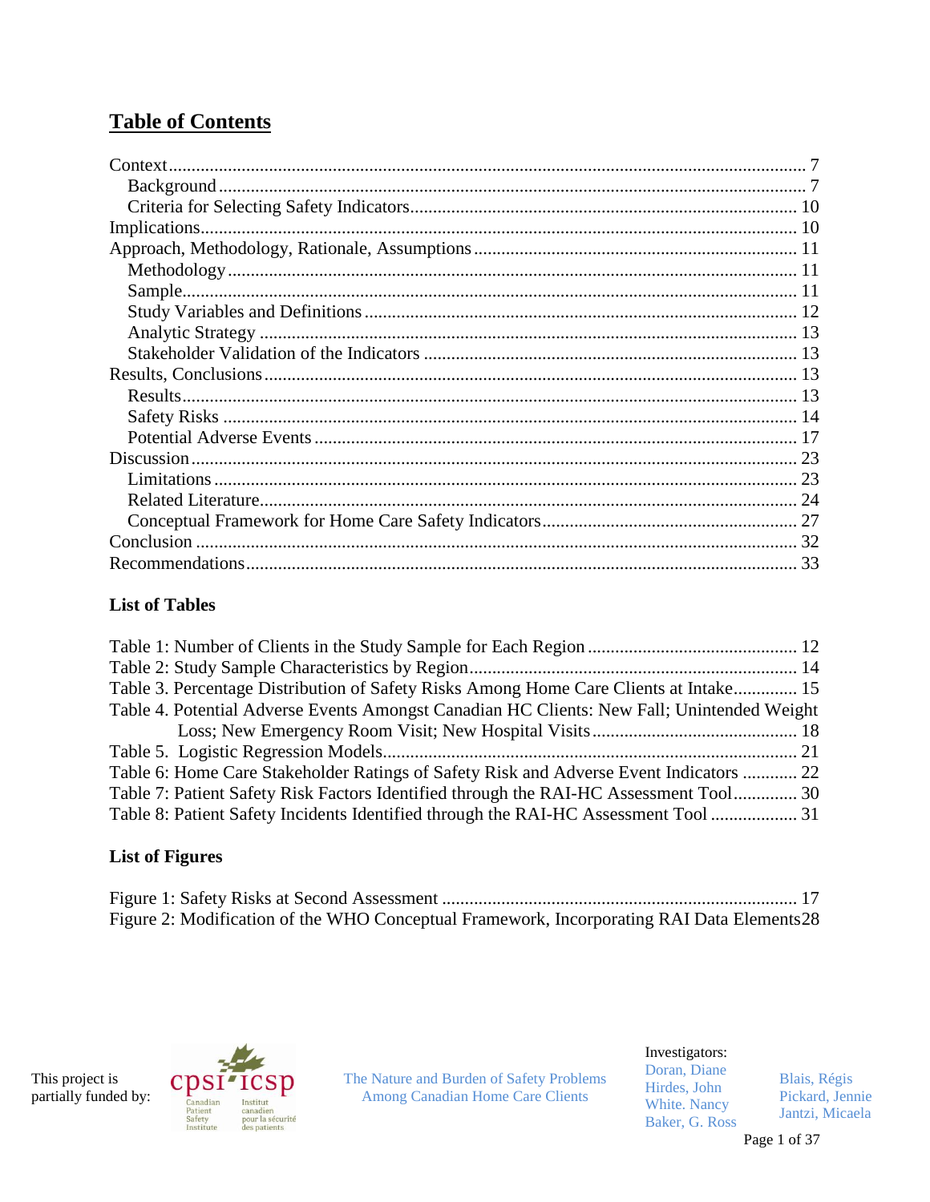# Table of Contents

Context ........................................................................................................................................ 7
  Background ................................................................................................................................ 7
  Criteria for Selecting Safety Indicators.................................................................................... 10
Implications................................................................................................................................. 10
Approach, Methodology, Rationale, Assumptions ...................................................................... 11
  Methodology ........................................................................................................................... 11
  Sample.................................................................................................................................... 11
  Study Variables and Definitions .............................................................................................. 12
  Analytic Strategy ..................................................................................................................... 13
  Stakeholder Validation of the Indicators ................................................................................. 13
Results, Conclusions.................................................................................................................... 13
  Results..................................................................................................................................... 13
  Safety Risks ............................................................................................................................ 14
  Potential Adverse Events ........................................................................................................ 17
Discussion.................................................................................................................................... 23
  Limitations .............................................................................................................................. 23
  Related Literature..................................................................................................................... 24
  Conceptual Framework for Home Care Safety Indicators........................................................ 27
Conclusion .................................................................................................................................. 32
Recommendations....................................................................................................................... 33

### List of Tables

Table 1: Number of Clients in the Study Sample for Each Region ............................................. 12
Table 2: Study Sample Characteristics by Region....................................................................... 14
Table 3. Percentage Distribution of Safety Risks Among Home Care Clients at Intake.............. 15
Table 4. Potential Adverse Events Amongst Canadian HC Clients: New Fall; Unintended Weight Loss; New Emergency Room Visit; New Hospital Visits............................................. 18
Table 5. Logistic Regression Models.......................................................................................... 21
Table 6: Home Care Stakeholder Ratings of Safety Risk and Adverse Event Indicators ............ 22
Table 7: Patient Safety Risk Factors Identified through the RAI-HC Assessment Tool.............. 30
Table 8: Patient Safety Incidents Identified through the RAI-HC Assessment Tool ................... 31

### List of Figures

Figure 1: Safety Risks at Second Assessment ............................................................................. 17
Figure 2: Modification of the WHO Conceptual Framework, Incorporating RAI Data Elements 28

This project is partially funded by: cpsi icsp — Canadian Patient Safety Institute / Institut canadien pour la sécurité des patients

The Nature and Burden of Safety Problems Among Canadian Home Care Clients

Investigators: Doran, Diane; Hirdes, John; White. Nancy; Baker, G. Ross; Blais, Régis; Pickard, Jennie; Jantzi, Micaela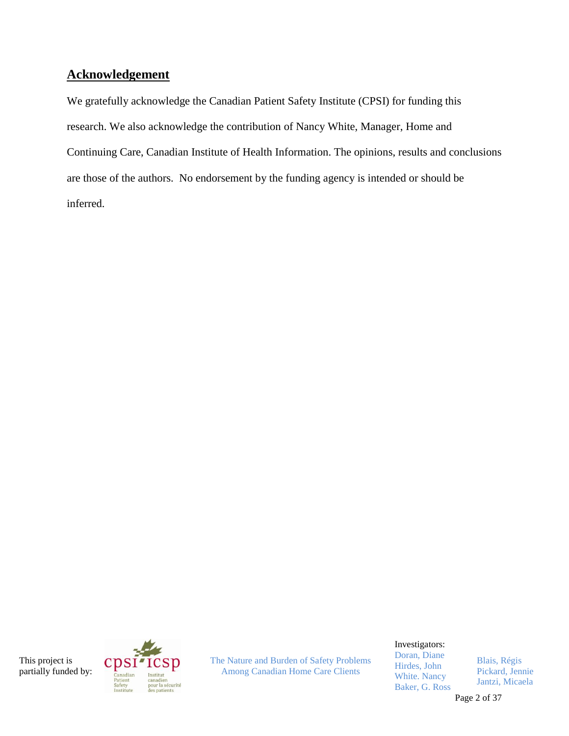## Acknowledgement

We gratefully acknowledge the Canadian Patient Safety Institute (CPSI) for funding this research. We also acknowledge the contribution of Nancy White, Manager, Home and Continuing Care, Canadian Institute of Health Information. The opinions, results and conclusions are those of the authors. No endorsement by the funding agency is intended or should be inferred.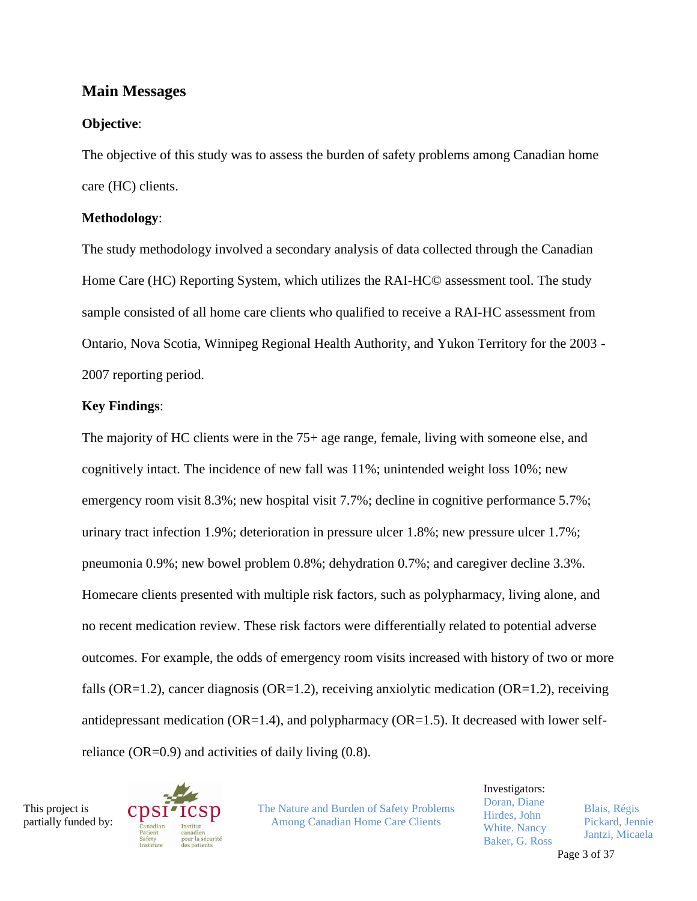## Main Messages

**Objective**:

The objective of this study was to assess the burden of safety problems among Canadian home care (HC) clients.

**Methodology**:

The study methodology involved a secondary analysis of data collected through the Canadian Home Care (HC) Reporting System, which utilizes the RAI-HC© assessment tool. The study sample consisted of all home care clients who qualified to receive a RAI-HC assessment from Ontario, Nova Scotia, Winnipeg Regional Health Authority, and Yukon Territory for the 2003 - 2007 reporting period.

**Key Findings**:

The majority of HC clients were in the 75+ age range, female, living with someone else, and cognitively intact. The incidence of new fall was 11%; unintended weight loss 10%; new emergency room visit 8.3%; new hospital visit 7.7%; decline in cognitive performance 5.7%; urinary tract infection 1.9%; deterioration in pressure ulcer 1.8%; new pressure ulcer 1.7%; pneumonia 0.9%; new bowel problem 0.8%; dehydration 0.7%; and caregiver decline 3.3%. Homecare clients presented with multiple risk factors, such as polypharmacy, living alone, and no recent medication review. These risk factors were differentially related to potential adverse outcomes. For example, the odds of emergency room visits increased with history of two or more falls (OR=1.2), cancer diagnosis (OR=1.2), receiving anxiolytic medication (OR=1.2), receiving antidepressant medication (OR=1.4), and polypharmacy (OR=1.5). It decreased with lower self-reliance (OR=0.9) and activities of daily living (0.8).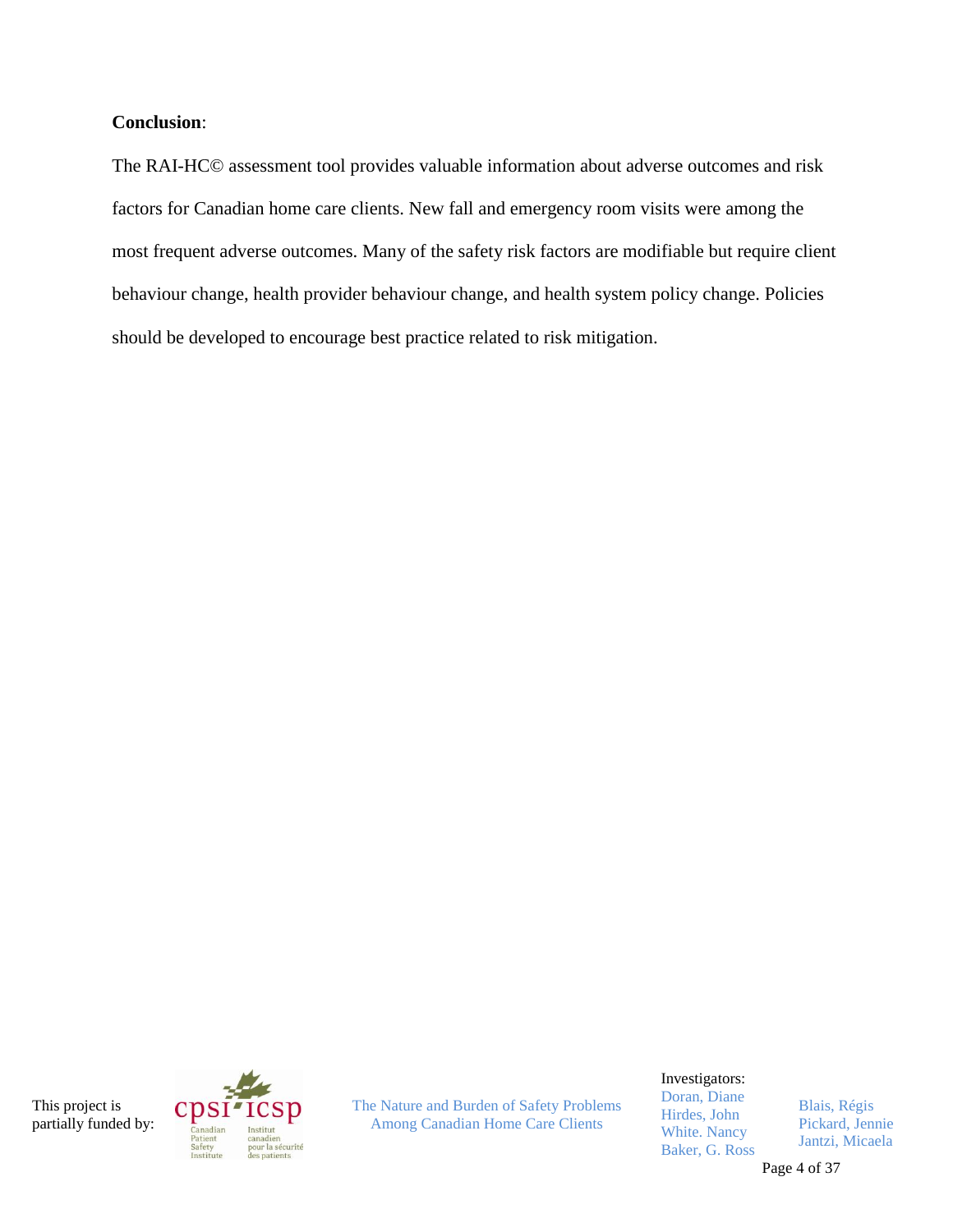**Conclusion**:

The RAI-HC© assessment tool provides valuable information about adverse outcomes and risk factors for Canadian home care clients. New fall and emergency room visits were among the most frequent adverse outcomes. Many of the safety risk factors are modifiable but require client behaviour change, health provider behaviour change, and health system policy change. Policies should be developed to encourage best practice related to risk mitigation.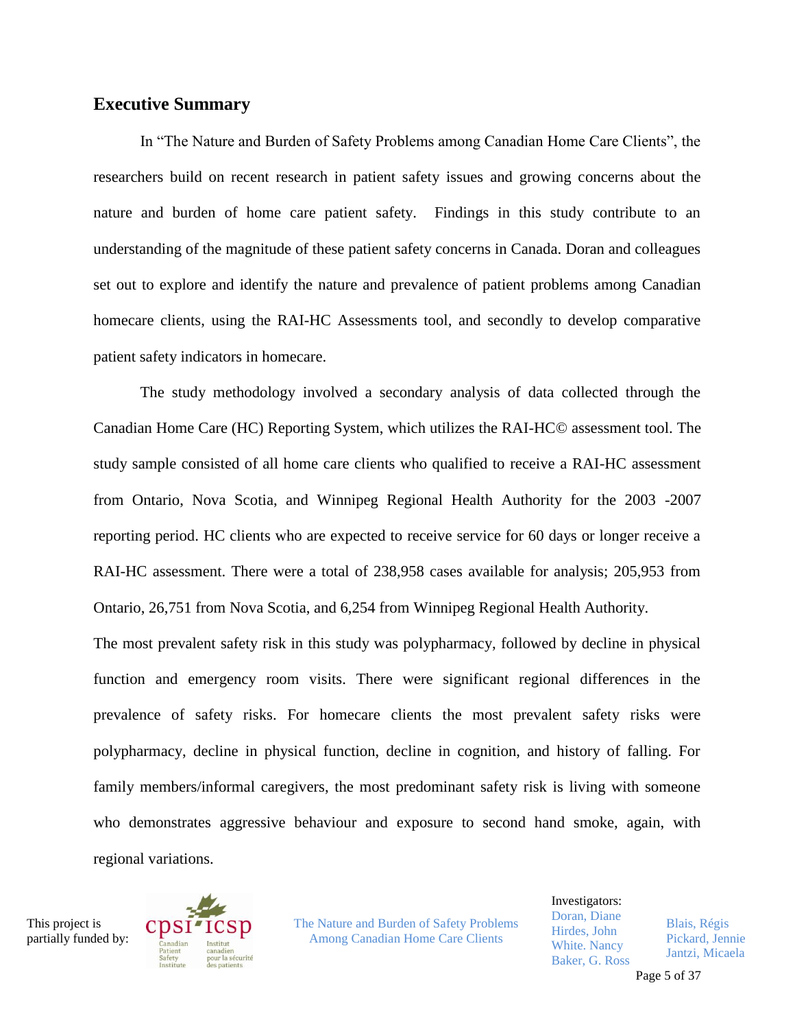## Executive Summary

In "The Nature and Burden of Safety Problems among Canadian Home Care Clients", the researchers build on recent research in patient safety issues and growing concerns about the nature and burden of home care patient safety. Findings in this study contribute to an understanding of the magnitude of these patient safety concerns in Canada. Doran and colleagues set out to explore and identify the nature and prevalence of patient problems among Canadian homecare clients, using the RAI-HC Assessments tool, and secondly to develop comparative patient safety indicators in homecare.

The study methodology involved a secondary analysis of data collected through the Canadian Home Care (HC) Reporting System, which utilizes the RAI-HC© assessment tool. The study sample consisted of all home care clients who qualified to receive a RAI-HC assessment from Ontario, Nova Scotia, and Winnipeg Regional Health Authority for the 2003 -2007 reporting period. HC clients who are expected to receive service for 60 days or longer receive a RAI-HC assessment. There were a total of 238,958 cases available for analysis; 205,953 from Ontario, 26,751 from Nova Scotia, and 6,254 from Winnipeg Regional Health Authority.

The most prevalent safety risk in this study was polypharmacy, followed by decline in physical function and emergency room visits. There were significant regional differences in the prevalence of safety risks. For homecare clients the most prevalent safety risks were polypharmacy, decline in physical function, decline in cognition, and history of falling. For family members/informal caregivers, the most predominant safety risk is living with someone who demonstrates aggressive behaviour and exposure to second hand smoke, again, with regional variations.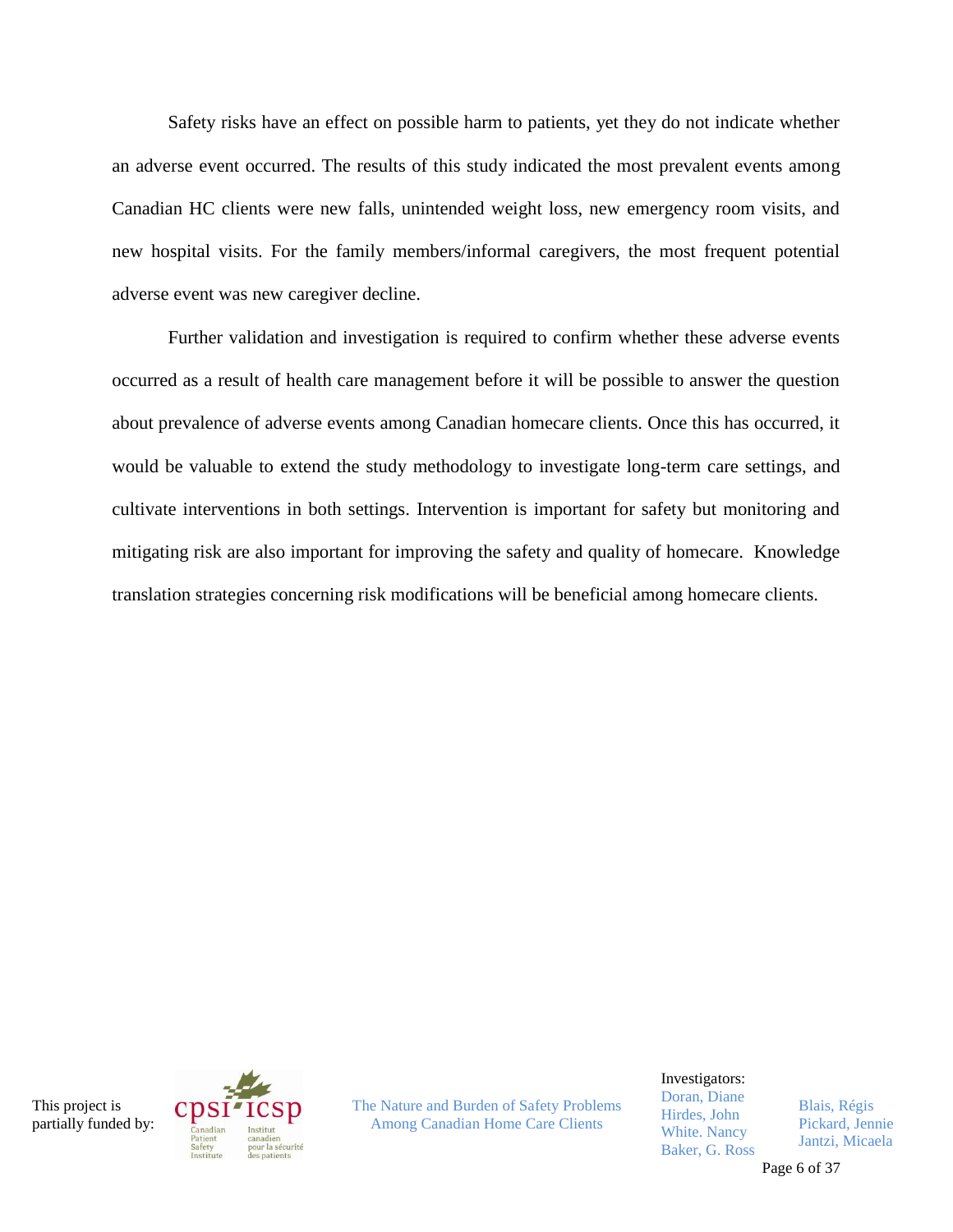Safety risks have an effect on possible harm to patients, yet they do not indicate whether an adverse event occurred. The results of this study indicated the most prevalent events among Canadian HC clients were new falls, unintended weight loss, new emergency room visits, and new hospital visits. For the family members/informal caregivers, the most frequent potential adverse event was new caregiver decline.

Further validation and investigation is required to confirm whether these adverse events occurred as a result of health care management before it will be possible to answer the question about prevalence of adverse events among Canadian homecare clients. Once this has occurred, it would be valuable to extend the study methodology to investigate long-term care settings, and cultivate interventions in both settings. Intervention is important for safety but monitoring and mitigating risk are also important for improving the safety and quality of homecare. Knowledge translation strategies concerning risk modifications will be beneficial among homecare clients.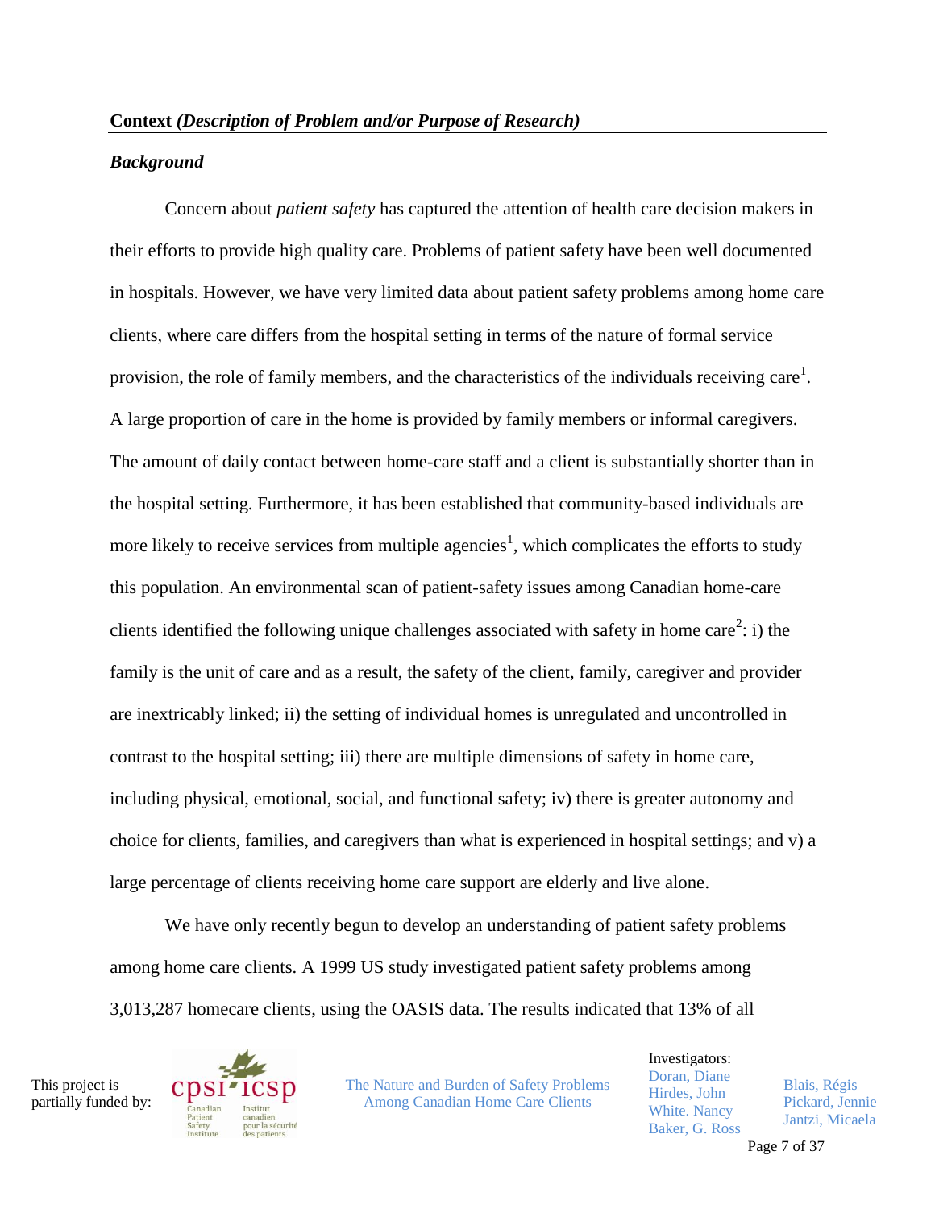## Context *(Description of Problem and/or Purpose of Research)*

### *Background*

Concern about *patient safety* has captured the attention of health care decision makers in their efforts to provide high quality care. Problems of patient safety have been well documented in hospitals. However, we have very limited data about patient safety problems among home care clients, where care differs from the hospital setting in terms of the nature of formal service provision, the role of family members, and the characteristics of the individuals receiving care[1]. A large proportion of care in the home is provided by family members or informal caregivers. The amount of daily contact between home-care staff and a client is substantially shorter than in the hospital setting. Furthermore, it has been established that community-based individuals are more likely to receive services from multiple agencies[1], which complicates the efforts to study this population. An environmental scan of patient-safety issues among Canadian home-care clients identified the following unique challenges associated with safety in home care[2]: i) the family is the unit of care and as a result, the safety of the client, family, caregiver and provider are inextricably linked; ii) the setting of individual homes is unregulated and uncontrolled in contrast to the hospital setting; iii) there are multiple dimensions of safety in home care, including physical, emotional, social, and functional safety; iv) there is greater autonomy and choice for clients, families, and caregivers than what is experienced in hospital settings; and v) a large percentage of clients receiving home care support are elderly and live alone.

We have only recently begun to develop an understanding of patient safety problems among home care clients. A 1999 US study investigated patient safety problems among 3,013,287 homecare clients, using the OASIS data. The results indicated that 13% of all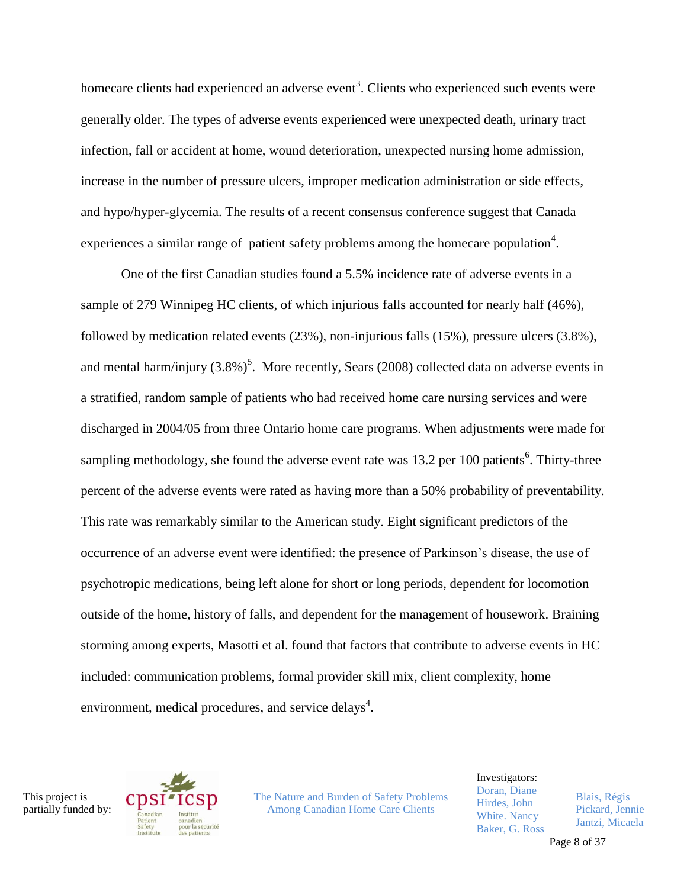homecare clients had experienced an adverse event[3]. Clients who experienced such events were generally older. The types of adverse events experienced were unexpected death, urinary tract infection, fall or accident at home, wound deterioration, unexpected nursing home admission, increase in the number of pressure ulcers, improper medication administration or side effects, and hypo/hyper-glycemia. The results of a recent consensus conference suggest that Canada experiences a similar range of patient safety problems among the homecare population[4].

One of the first Canadian studies found a 5.5% incidence rate of adverse events in a sample of 279 Winnipeg HC clients, of which injurious falls accounted for nearly half (46%), followed by medication related events (23%), non-injurious falls (15%), pressure ulcers (3.8%), and mental harm/injury (3.8%)[5]. More recently, Sears (2008) collected data on adverse events in a stratified, random sample of patients who had received home care nursing services and were discharged in 2004/05 from three Ontario home care programs. When adjustments were made for sampling methodology, she found the adverse event rate was 13.2 per 100 patients[6]. Thirty-three percent of the adverse events were rated as having more than a 50% probability of preventability. This rate was remarkably similar to the American study. Eight significant predictors of the occurrence of an adverse event were identified: the presence of Parkinson's disease, the use of psychotropic medications, being left alone for short or long periods, dependent for locomotion outside of the home, history of falls, and dependent for the management of housework. Braining storming among experts, Masotti et al. found that factors that contribute to adverse events in HC included: communication problems, formal provider skill mix, client complexity, home environment, medical procedures, and service delays[4].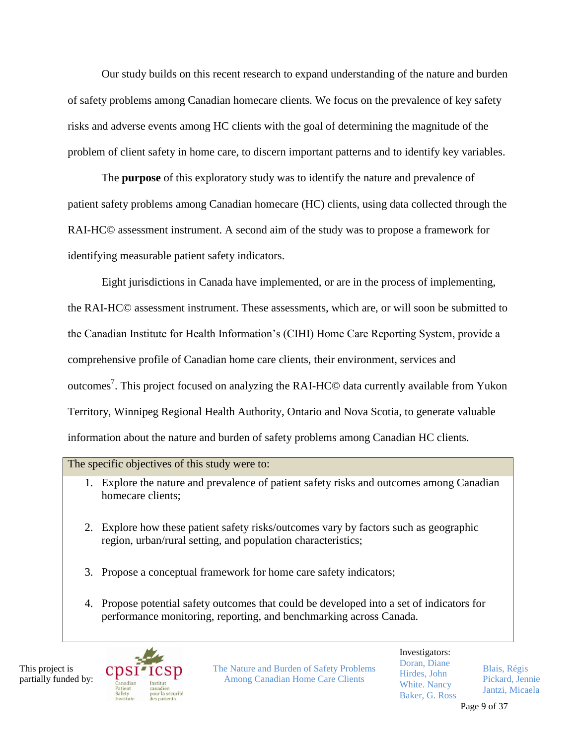Our study builds on this recent research to expand understanding of the nature and burden of safety problems among Canadian homecare clients. We focus on the prevalence of key safety risks and adverse events among HC clients with the goal of determining the magnitude of the problem of client safety in home care, to discern important patterns and to identify key variables.

The **purpose** of this exploratory study was to identify the nature and prevalence of patient safety problems among Canadian homecare (HC) clients, using data collected through the RAI-HC© assessment instrument. A second aim of the study was to propose a framework for identifying measurable patient safety indicators.

Eight jurisdictions in Canada have implemented, or are in the process of implementing, the RAI-HC© assessment instrument. These assessments, which are, or will soon be submitted to the Canadian Institute for Health Information's (CIHI) Home Care Reporting System, provide a comprehensive profile of Canadian home care clients, their environment, services and outcomes[7]. This project focused on analyzing the RAI-HC© data currently available from Yukon Territory, Winnipeg Regional Health Authority, Ontario and Nova Scotia, to generate valuable information about the nature and burden of safety problems among Canadian HC clients.

The specific objectives of this study were to:

1. Explore the nature and prevalence of patient safety risks and outcomes among Canadian homecare clients;
2. Explore how these patient safety risks/outcomes vary by factors such as geographic region, urban/rural setting, and population characteristics;
3. Propose a conceptual framework for home care safety indicators;
4. Propose potential safety outcomes that could be developed into a set of indicators for performance monitoring, reporting, and benchmarking across Canada.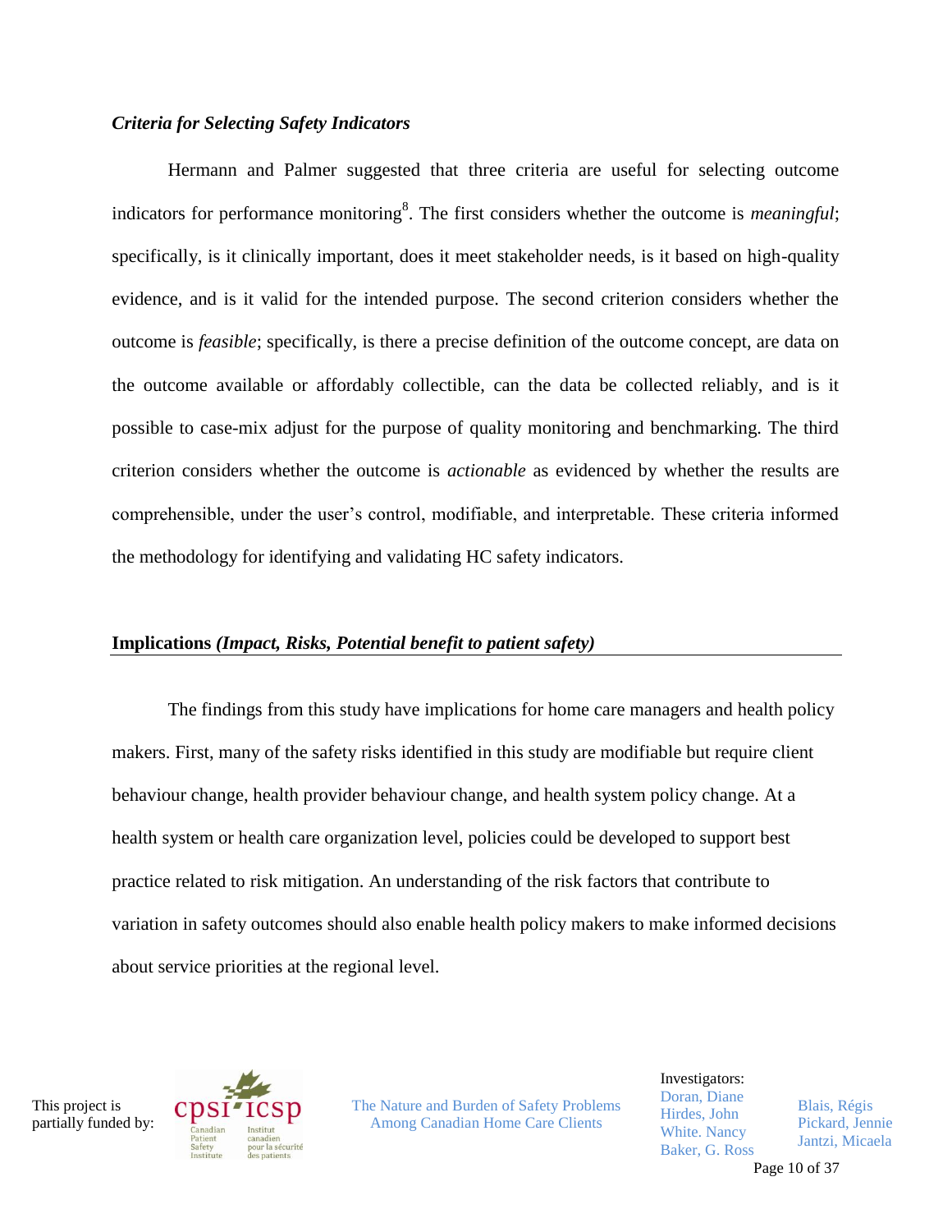### *Criteria for Selecting Safety Indicators*

Hermann and Palmer suggested that three criteria are useful for selecting outcome indicators for performance monitoring[8]. The first considers whether the outcome is *meaningful*; specifically, is it clinically important, does it meet stakeholder needs, is it based on high-quality evidence, and is it valid for the intended purpose. The second criterion considers whether the outcome is *feasible*; specifically, is there a precise definition of the outcome concept, are data on the outcome available or affordably collectible, can the data be collected reliably, and is it possible to case-mix adjust for the purpose of quality monitoring and benchmarking. The third criterion considers whether the outcome is *actionable* as evidenced by whether the results are comprehensible, under the user's control, modifiable, and interpretable. These criteria informed the methodology for identifying and validating HC safety indicators.

## Implications *(Impact, Risks, Potential benefit to patient safety)*

The findings from this study have implications for home care managers and health policy makers. First, many of the safety risks identified in this study are modifiable but require client behaviour change, health provider behaviour change, and health system policy change. At a health system or health care organization level, policies could be developed to support best practice related to risk mitigation. An understanding of the risk factors that contribute to variation in safety outcomes should also enable health policy makers to make informed decisions about service priorities at the regional level.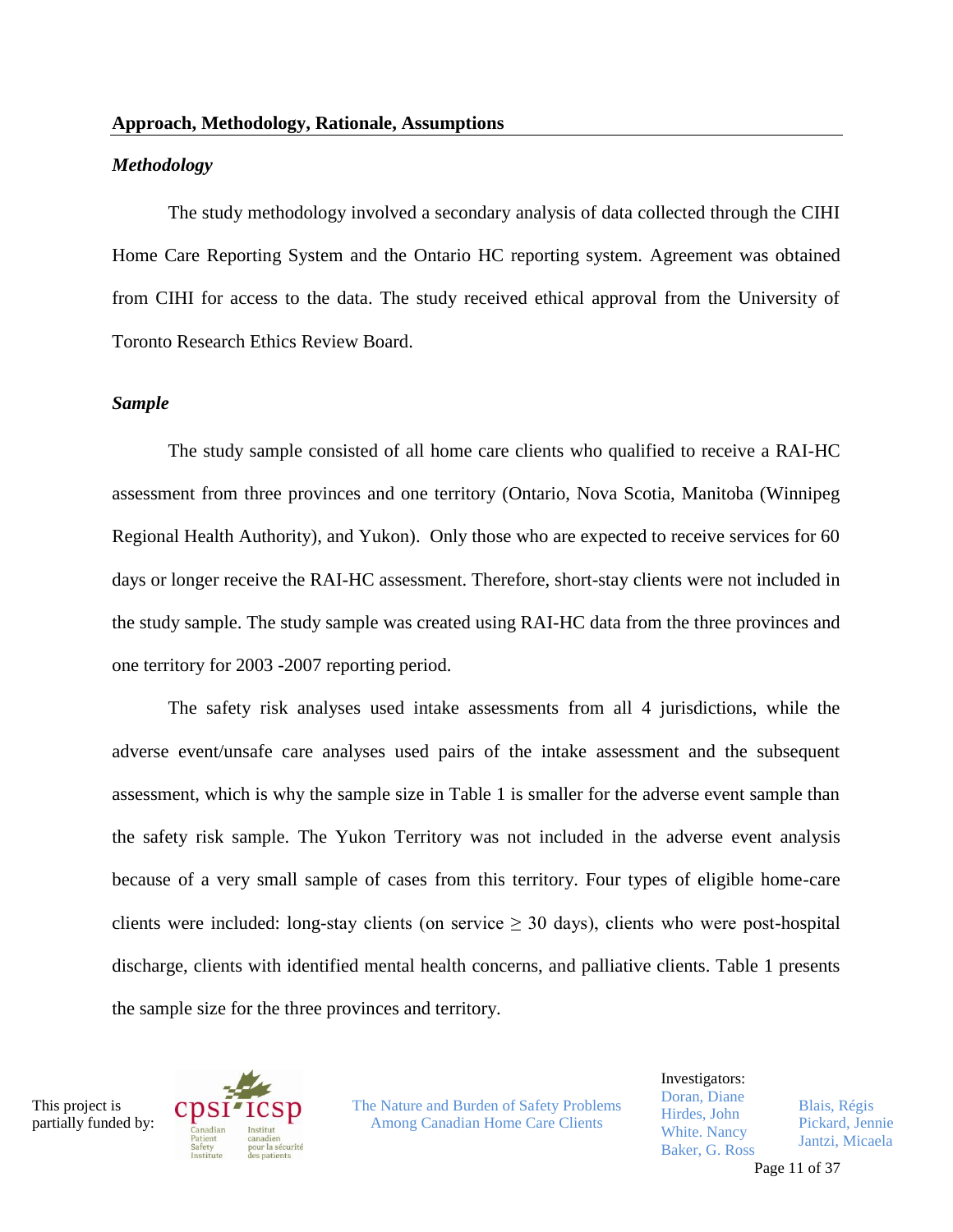## Approach, Methodology, Rationale, Assumptions

### *Methodology*

The study methodology involved a secondary analysis of data collected through the CIHI Home Care Reporting System and the Ontario HC reporting system. Agreement was obtained from CIHI for access to the data. The study received ethical approval from the University of Toronto Research Ethics Review Board.

### *Sample*

The study sample consisted of all home care clients who qualified to receive a RAI-HC assessment from three provinces and one territory (Ontario, Nova Scotia, Manitoba (Winnipeg Regional Health Authority), and Yukon). Only those who are expected to receive services for 60 days or longer receive the RAI-HC assessment. Therefore, short-stay clients were not included in the study sample. The study sample was created using RAI-HC data from the three provinces and one territory for 2003 -2007 reporting period.

The safety risk analyses used intake assessments from all 4 jurisdictions, while the adverse event/unsafe care analyses used pairs of the intake assessment and the subsequent assessment, which is why the sample size in Table 1 is smaller for the adverse event sample than the safety risk sample. The Yukon Territory was not included in the adverse event analysis because of a very small sample of cases from this territory. Four types of eligible home-care clients were included: long-stay clients (on service ≥ 30 days), clients who were post-hospital discharge, clients with identified mental health concerns, and palliative clients. Table 1 presents the sample size for the three provinces and territory.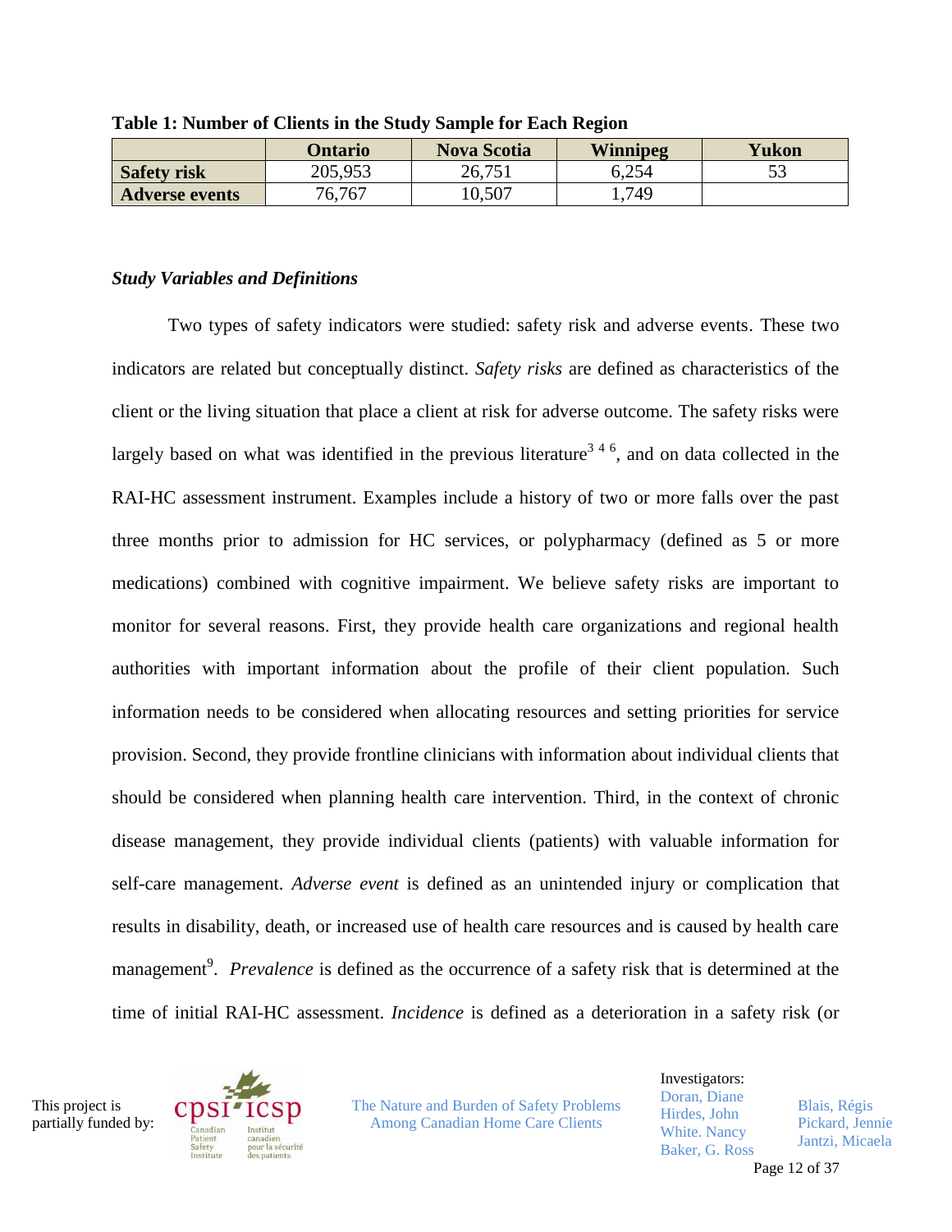**Table 1: Number of Clients in the Study Sample for Each Region**

| | Ontario | Nova Scotia | Winnipeg | Yukon |
|---|---|---|---|---|
| **Safety risk** | 205,953 | 26,751 | 6,254 | 53 |
| **Adverse events** | 76,767 | 10,507 | 1,749 | |

### *Study Variables and Definitions*

Two types of safety indicators were studied: safety risk and adverse events. These two indicators are related but conceptually distinct. *Safety risks* are defined as characteristics of the client or the living situation that place a client at risk for adverse outcome. The safety risks were largely based on what was identified in the previous literature[3 4 6], and on data collected in the RAI-HC assessment instrument. Examples include a history of two or more falls over the past three months prior to admission for HC services, or polypharmacy (defined as 5 or more medications) combined with cognitive impairment. We believe safety risks are important to monitor for several reasons. First, they provide health care organizations and regional health authorities with important information about the profile of their client population. Such information needs to be considered when allocating resources and setting priorities for service provision. Second, they provide frontline clinicians with information about individual clients that should be considered when planning health care intervention. Third, in the context of chronic disease management, they provide individual clients (patients) with valuable information for self-care management. *Adverse event* is defined as an unintended injury or complication that results in disability, death, or increased use of health care resources and is caused by health care management[9]. *Prevalence* is defined as the occurrence of a safety risk that is determined at the time of initial RAI-HC assessment. *Incidence* is defined as a deterioration in a safety risk (or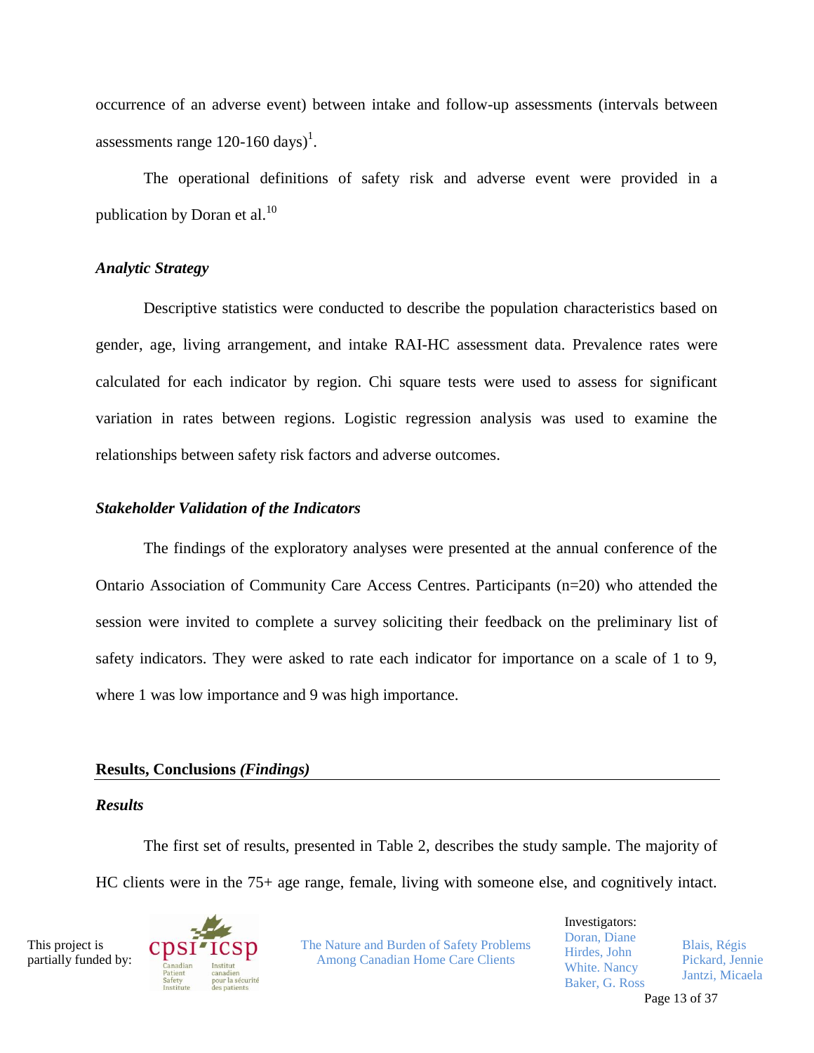occurrence of an adverse event) between intake and follow-up assessments (intervals between assessments range 120-160 days)[1].

The operational definitions of safety risk and adverse event were provided in a publication by Doran et al.[10]

### *Analytic Strategy*

Descriptive statistics were conducted to describe the population characteristics based on gender, age, living arrangement, and intake RAI-HC assessment data. Prevalence rates were calculated for each indicator by region. Chi square tests were used to assess for significant variation in rates between regions. Logistic regression analysis was used to examine the relationships between safety risk factors and adverse outcomes.

### *Stakeholder Validation of the Indicators*

The findings of the exploratory analyses were presented at the annual conference of the Ontario Association of Community Care Access Centres. Participants (n=20) who attended the session were invited to complete a survey soliciting their feedback on the preliminary list of safety indicators. They were asked to rate each indicator for importance on a scale of 1 to 9, where 1 was low importance and 9 was high importance.

## Results, Conclusions *(Findings)*

### *Results*

The first set of results, presented in Table 2, describes the study sample. The majority of HC clients were in the 75+ age range, female, living with someone else, and cognitively intact.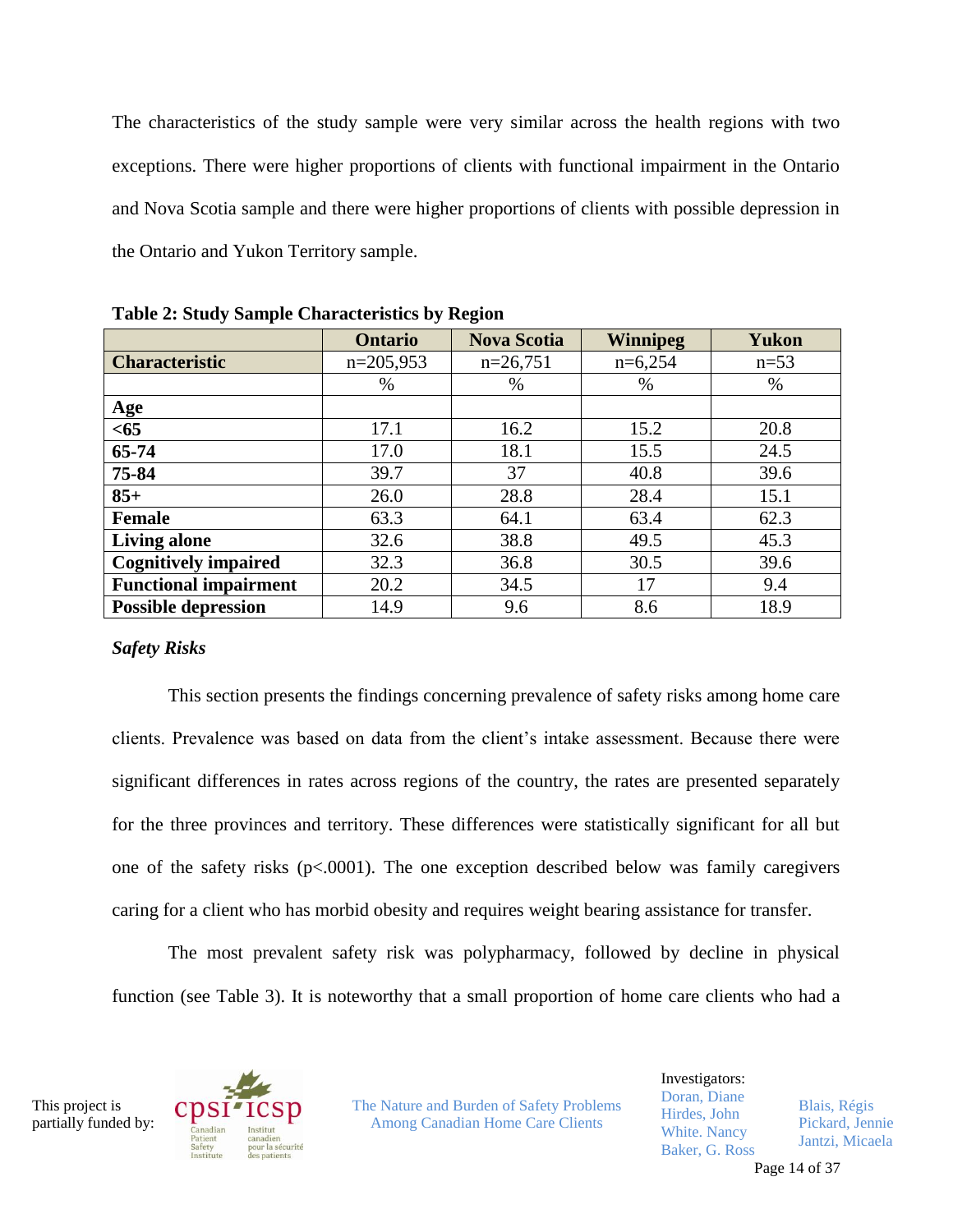The characteristics of the study sample were very similar across the health regions with two exceptions. There were higher proportions of clients with functional impairment in the Ontario and Nova Scotia sample and there were higher proportions of clients with possible depression in the Ontario and Yukon Territory sample.

**Table 2: Study Sample Characteristics by Region**

| | Ontario | Nova Scotia | Winnipeg | Yukon |
|---|---|---|---|---|
| **Characteristic** | n=205,953 | n=26,751 | n=6,254 | n=53 |
| | % | % | % | % |
| **Age** | | | | |
| **<65** | 17.1 | 16.2 | 15.2 | 20.8 |
| **65-74** | 17.0 | 18.1 | 15.5 | 24.5 |
| **75-84** | 39.7 | 37 | 40.8 | 39.6 |
| **85+** | 26.0 | 28.8 | 28.4 | 15.1 |
| **Female** | 63.3 | 64.1 | 63.4 | 62.3 |
| **Living alone** | 32.6 | 38.8 | 49.5 | 45.3 |
| **Cognitively impaired** | 32.3 | 36.8 | 30.5 | 39.6 |
| **Functional impairment** | 20.2 | 34.5 | 17 | 9.4 |
| **Possible depression** | 14.9 | 9.6 | 8.6 | 18.9 |

### *Safety Risks*

This section presents the findings concerning prevalence of safety risks among home care clients. Prevalence was based on data from the client's intake assessment. Because there were significant differences in rates across regions of the country, the rates are presented separately for the three provinces and territory. These differences were statistically significant for all but one of the safety risks ($p<.0001$). The one exception described below was family caregivers caring for a client who has morbid obesity and requires weight bearing assistance for transfer.

The most prevalent safety risk was polypharmacy, followed by decline in physical function (see Table 3). It is noteworthy that a small proportion of home care clients who had a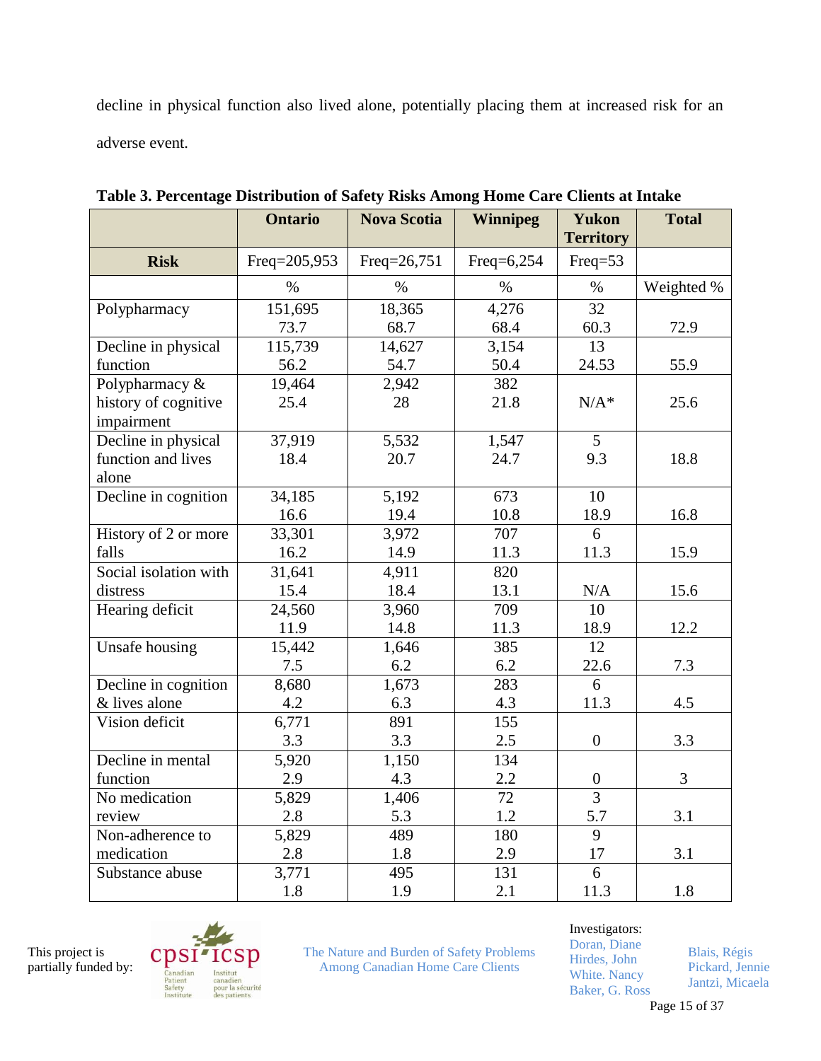decline in physical function also lived alone, potentially placing them at increased risk for an adverse event.

**Table 3. Percentage Distribution of Safety Risks Among Home Care Clients at Intake**

| | Ontario | Nova Scotia | Winnipeg | Yukon Territory | Total |
|---|---|---|---|---|---|
| **Risk** | Freq=205,953 | Freq=26,751 | Freq=6,254 | Freq=53 | |
| | % | % | % | % | Weighted % |
| Polypharmacy | 151,695<br>73.7 | 18,365<br>68.7 | 4,276<br>68.4 | 32<br>60.3 | 72.9 |
| Decline in physical function | 115,739<br>56.2 | 14,627<br>54.7 | 3,154<br>50.4 | 13<br>24.53 | 55.9 |
| Polypharmacy & history of cognitive impairment | 19,464<br>25.4 | 2,942<br>28 | 382<br>21.8 | N/A* | 25.6 |
| Decline in physical function and lives alone | 37,919<br>18.4 | 5,532<br>20.7 | 1,547<br>24.7 | 5<br>9.3 | 18.8 |
| Decline in cognition | 34,185<br>16.6 | 5,192<br>19.4 | 673<br>10.8 | 10<br>18.9 | 16.8 |
| History of 2 or more falls | 33,301<br>16.2 | 3,972<br>14.9 | 707<br>11.3 | 6<br>11.3 | 15.9 |
| Social isolation with distress | 31,641<br>15.4 | 4,911<br>18.4 | 820<br>13.1 | N/A | 15.6 |
| Hearing deficit | 24,560<br>11.9 | 3,960<br>14.8 | 709<br>11.3 | 10<br>18.9 | 12.2 |
| Unsafe housing | 15,442<br>7.5 | 1,646<br>6.2 | 385<br>6.2 | 12<br>22.6 | 7.3 |
| Decline in cognition & lives alone | 8,680<br>4.2 | 1,673<br>6.3 | 283<br>4.3 | 6<br>11.3 | 4.5 |
| Vision deficit | 6,771<br>3.3 | 891<br>3.3 | 155<br>2.5 | 0 | 3.3 |
| Decline in mental function | 5,920<br>2.9 | 1,150<br>4.3 | 134<br>2.2 | 0 | 3 |
| No medication review | 5,829<br>2.8 | 1,406<br>5.3 | 72<br>1.2 | 3<br>5.7 | 3.1 |
| Non-adherence to medication | 5,829<br>2.8 | 489<br>1.8 | 180<br>2.9 | 9<br>17 | 3.1 |
| Substance abuse | 3,771<br>1.8 | 495<br>1.9 | 131<br>2.1 | 6<br>11.3 | 1.8 |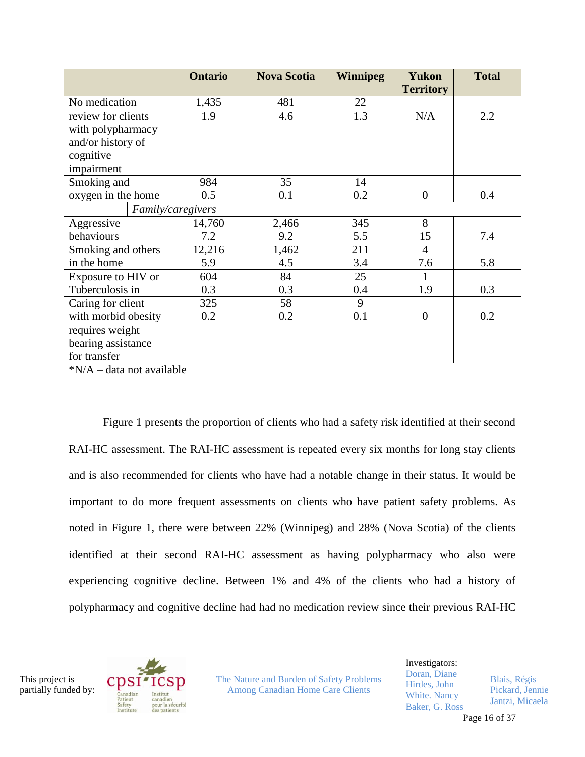| | Ontario | Nova Scotia | Winnipeg | Yukon Territory | Total |
|---|---|---|---|---|---|
| No medication review for clients with polypharmacy and/or history of cognitive impairment | 1,435<br>1.9 | 481<br>4.6 | 22<br>1.3 | N/A | 2.2 |
| Smoking and oxygen in the home | 984<br>0.5 | 35<br>0.1 | 14<br>0.2 | 0 | 0.4 |
| *Family/caregivers* | | | | | |
| Aggressive behaviours | 14,760<br>7.2 | 2,466<br>9.2 | 345<br>5.5 | 8<br>15 | 7.4 |
| Smoking and others in the home | 12,216<br>5.9 | 1,462<br>4.5 | 211<br>3.4 | 4<br>7.6 | 5.8 |
| Exposure to HIV or Tuberculosis in | 604<br>0.3 | 84<br>0.3 | 25<br>0.4 | 1<br>1.9 | 0.3 |
| Caring for client with morbid obesity requires weight bearing assistance for transfer | 325<br>0.2 | 58<br>0.2 | 9<br>0.1 | 0 | 0.2 |

*N/A – data not available

Figure 1 presents the proportion of clients who had a safety risk identified at their second RAI-HC assessment. The RAI-HC assessment is repeated every six months for long stay clients and is also recommended for clients who have had a notable change in their status. It would be important to do more frequent assessments on clients who have patient safety problems. As noted in Figure 1, there were between 22% (Winnipeg) and 28% (Nova Scotia) of the clients identified at their second RAI-HC assessment as having polypharmacy who also were experiencing cognitive decline. Between 1% and 4% of the clients who had a history of polypharmacy and cognitive decline had had no medication review since their previous RAI-HC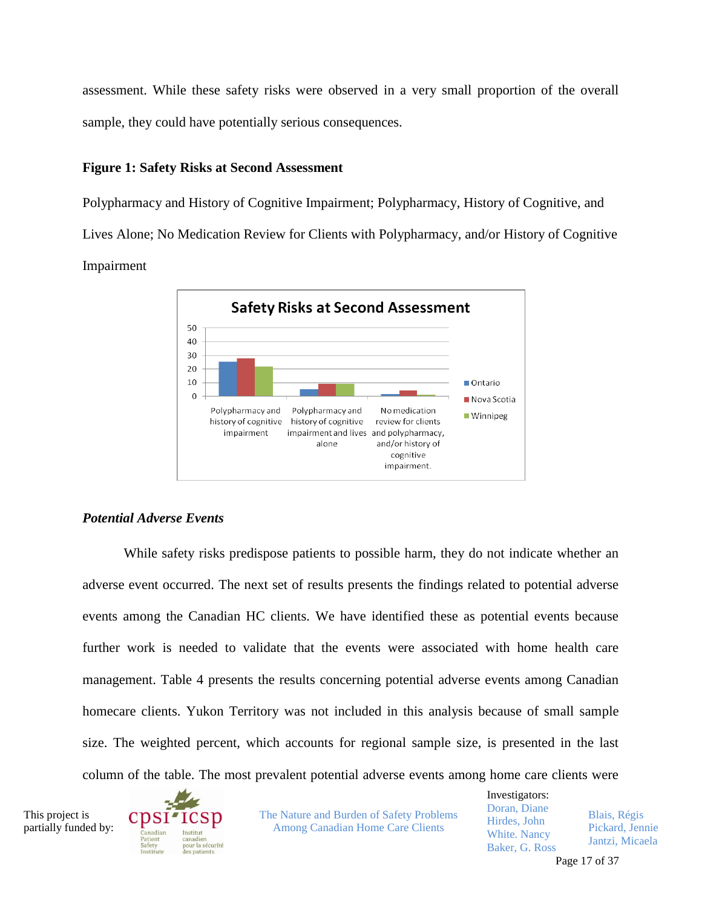assessment. While these safety risks were observed in a very small proportion of the overall sample, they could have potentially serious consequences.

**Figure 1: Safety Risks at Second Assessment**

Polypharmacy and History of Cognitive Impairment; Polypharmacy, History of Cognitive, and Lives Alone; No Medication Review for Clients with Polypharmacy, and/or History of Cognitive Impairment

### *Potential Adverse Events*

While safety risks predispose patients to possible harm, they do not indicate whether an adverse event occurred. The next set of results presents the findings related to potential adverse events among the Canadian HC clients. We have identified these as potential events because further work is needed to validate that the events were associated with home health care management. Table 4 presents the results concerning potential adverse events among Canadian homecare clients. Yukon Territory was not included in this analysis because of small sample size. The weighted percent, which accounts for regional sample size, is presented in the last column of the table. The most prevalent potential adverse events among home care clients were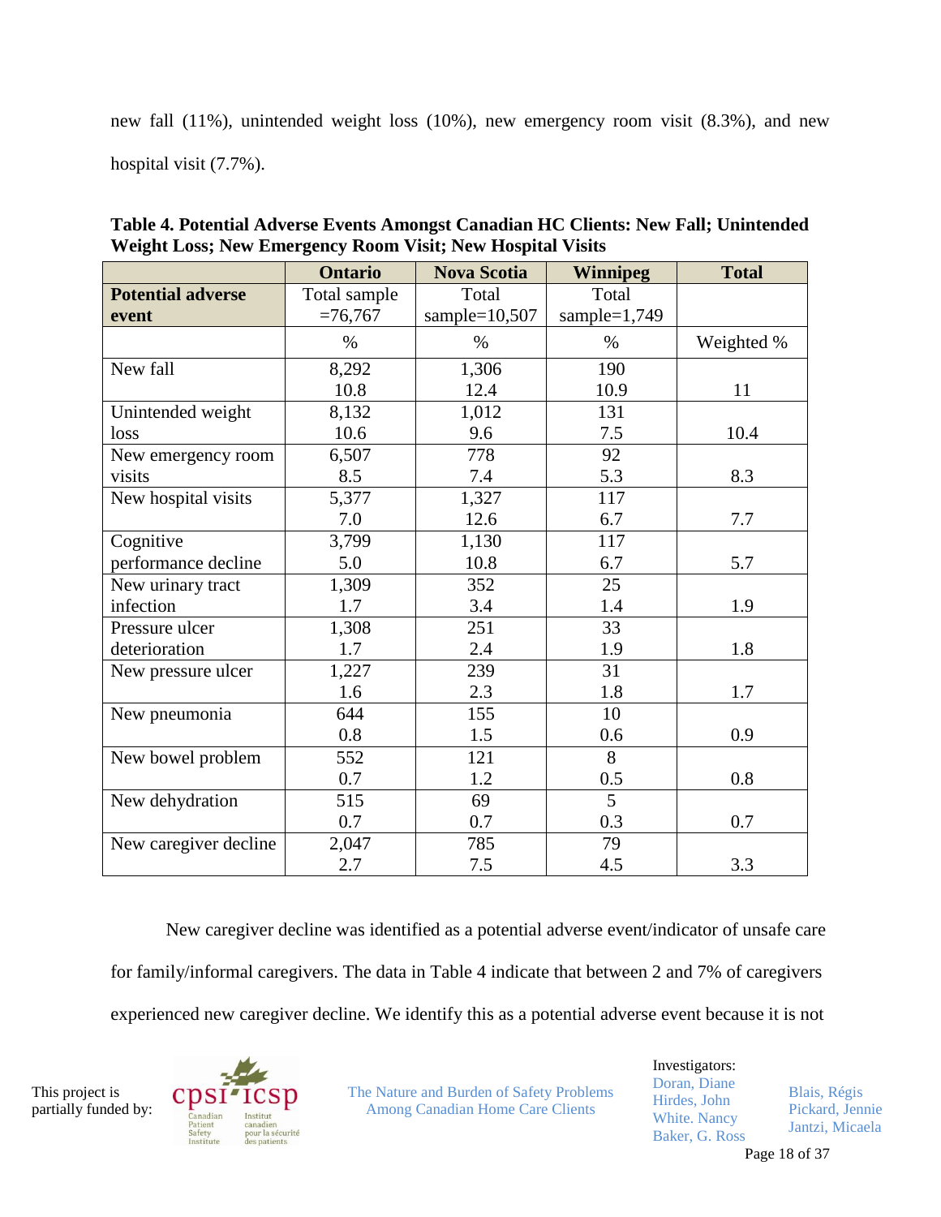new fall (11%), unintended weight loss (10%), new emergency room visit (8.3%), and new hospital visit (7.7%).

**Table 4. Potential Adverse Events Amongst Canadian HC Clients: New Fall; Unintended Weight Loss; New Emergency Room Visit; New Hospital Visits**

| | **Ontario** | **Nova Scotia** | **Winnipeg** | **Total** |
|---|---|---|---|---|
| **Potential adverse event** | Total sample =76,767 | Total sample=10,507 | Total sample=1,749 | |
| | % | % | % | Weighted % |
| New fall | 8,292<br>10.8 | 1,306<br>12.4 | 190<br>10.9 | 11 |
| Unintended weight loss | 8,132<br>10.6 | 1,012<br>9.6 | 131<br>7.5 | 10.4 |
| New emergency room visits | 6,507<br>8.5 | 778<br>7.4 | 92<br>5.3 | 8.3 |
| New hospital visits | 5,377<br>7.0 | 1,327<br>12.6 | 117<br>6.7 | 7.7 |
| Cognitive performance decline | 3,799<br>5.0 | 1,130<br>10.8 | 117<br>6.7 | 5.7 |
| New urinary tract infection | 1,309<br>1.7 | 352<br>3.4 | 25<br>1.4 | 1.9 |
| Pressure ulcer deterioration | 1,308<br>1.7 | 251<br>2.4 | 33<br>1.9 | 1.8 |
| New pressure ulcer | 1,227<br>1.6 | 239<br>2.3 | 31<br>1.8 | 1.7 |
| New pneumonia | 644<br>0.8 | 155<br>1.5 | 10<br>0.6 | 0.9 |
| New bowel problem | 552<br>0.7 | 121<br>1.2 | 8<br>0.5 | 0.8 |
| New dehydration | 515<br>0.7 | 69<br>0.7 | 5<br>0.3 | 0.7 |
| New caregiver decline | 2,047<br>2.7 | 785<br>7.5 | 79<br>4.5 | 3.3 |

New caregiver decline was identified as a potential adverse event/indicator of unsafe care for family/informal caregivers. The data in Table 4 indicate that between 2 and 7% of caregivers experienced new caregiver decline. We identify this as a potential adverse event because it is not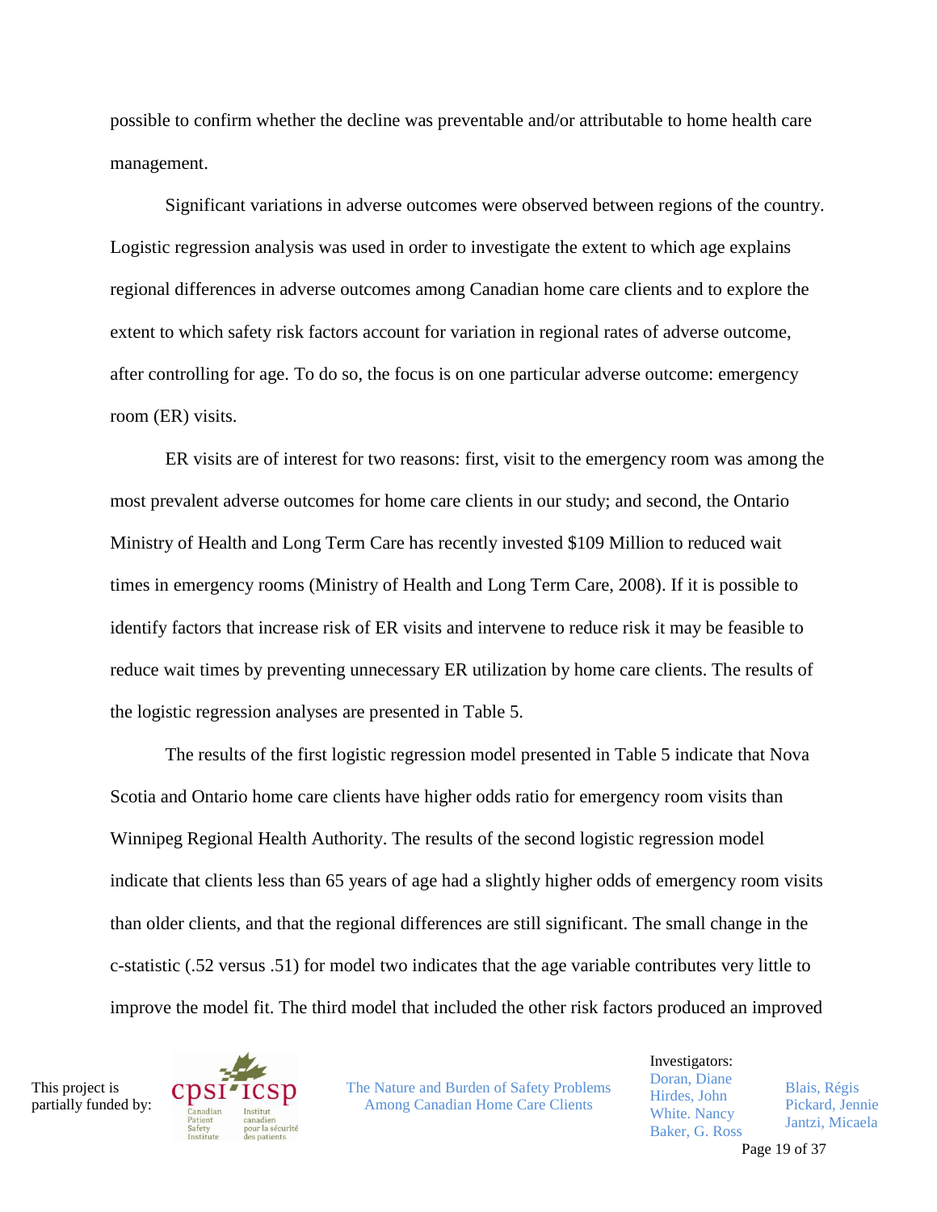possible to confirm whether the decline was preventable and/or attributable to home health care management.

Significant variations in adverse outcomes were observed between regions of the country. Logistic regression analysis was used in order to investigate the extent to which age explains regional differences in adverse outcomes among Canadian home care clients and to explore the extent to which safety risk factors account for variation in regional rates of adverse outcome, after controlling for age. To do so, the focus is on one particular adverse outcome: emergency room (ER) visits.

ER visits are of interest for two reasons: first, visit to the emergency room was among the most prevalent adverse outcomes for home care clients in our study; and second, the Ontario Ministry of Health and Long Term Care has recently invested $109 Million to reduced wait times in emergency rooms (Ministry of Health and Long Term Care, 2008). If it is possible to identify factors that increase risk of ER visits and intervene to reduce risk it may be feasible to reduce wait times by preventing unnecessary ER utilization by home care clients. The results of the logistic regression analyses are presented in Table 5.

The results of the first logistic regression model presented in Table 5 indicate that Nova Scotia and Ontario home care clients have higher odds ratio for emergency room visits than Winnipeg Regional Health Authority. The results of the second logistic regression model indicate that clients less than 65 years of age had a slightly higher odds of emergency room visits than older clients, and that the regional differences are still significant. The small change in the c-statistic (.52 versus .51) for model two indicates that the age variable contributes very little to improve the model fit. The third model that included the other risk factors produced an improved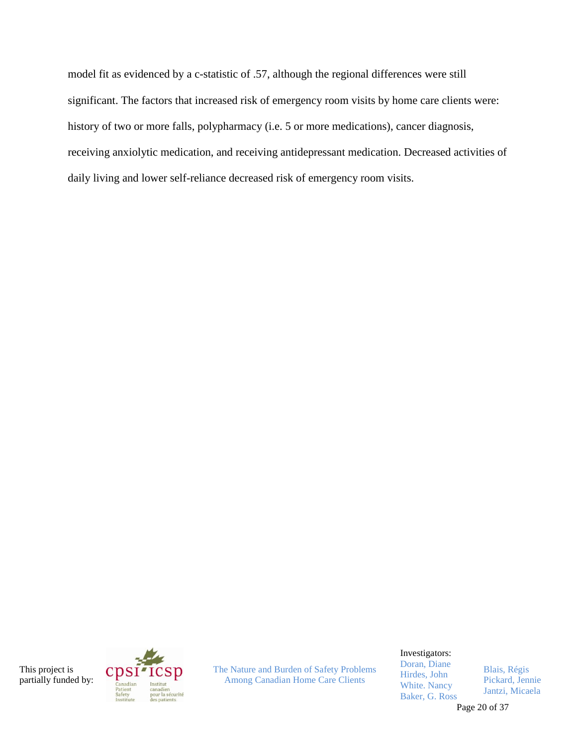model fit as evidenced by a c-statistic of .57, although the regional differences were still significant. The factors that increased risk of emergency room visits by home care clients were: history of two or more falls, polypharmacy (i.e. 5 or more medications), cancer diagnosis, receiving anxiolytic medication, and receiving antidepressant medication. Decreased activities of daily living and lower self-reliance decreased risk of emergency room visits.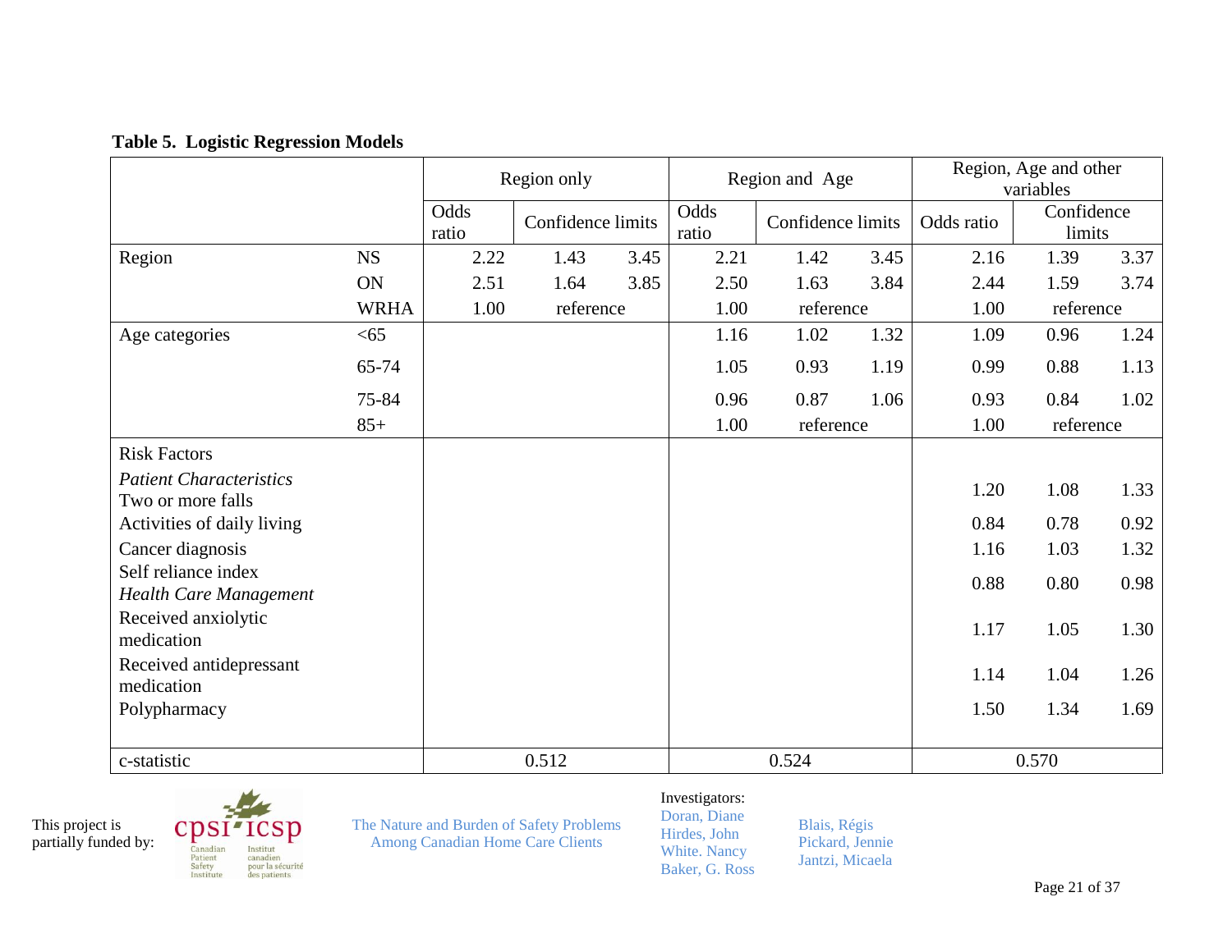**Table 5. Logistic Regression Models**

| | | Region only | | | Region and Age | | | Region, Age and other variables | | |
|---|---|---|---|---|---|---|---|---|---|---|
| | | Odds ratio | Confidence limits | | Odds ratio | Confidence limits | | Odds ratio | Confidence limits | |
| Region | NS | 2.22 | 1.43 | 3.45 | 2.21 | 1.42 | 3.45 | 2.16 | 1.39 | 3.37 |
| | ON | 2.51 | 1.64 | 3.85 | 2.50 | 1.63 | 3.84 | 2.44 | 1.59 | 3.74 |
| | WRHA | 1.00 | reference | | 1.00 | reference | | 1.00 | reference | |
| Age categories | <65 | | | | 1.16 | 1.02 | 1.32 | 1.09 | 0.96 | 1.24 |
| | 65-74 | | | | 1.05 | 0.93 | 1.19 | 0.99 | 0.88 | 1.13 |
| | 75-84 | | | | 0.96 | 0.87 | 1.06 | 0.93 | 0.84 | 1.02 |
| | 85+ | | | | 1.00 | reference | | 1.00 | reference | |
| Risk Factors | | | | | | | | | | |
| *Patient Characteristics* | | | | | | | | | | |
| Two or more falls | | | | | | | | 1.20 | 1.08 | 1.33 |
| Activities of daily living | | | | | | | | 0.84 | 0.78 | 0.92 |
| Cancer diagnosis | | | | | | | | 1.16 | 1.03 | 1.32 |
| Self reliance index | | | | | | | | 0.88 | 0.80 | 0.98 |
| *Health Care Management* | | | | | | | | | | |
| Received anxiolytic medication | | | | | | | | 1.17 | 1.05 | 1.30 |
| Received antidepressant medication | | | | | | | | 1.14 | 1.04 | 1.26 |
| Polypharmacy | | | | | | | | 1.50 | 1.34 | 1.69 |
| c-statistic | | 0.512 | | | 0.524 | | | 0.570 | | |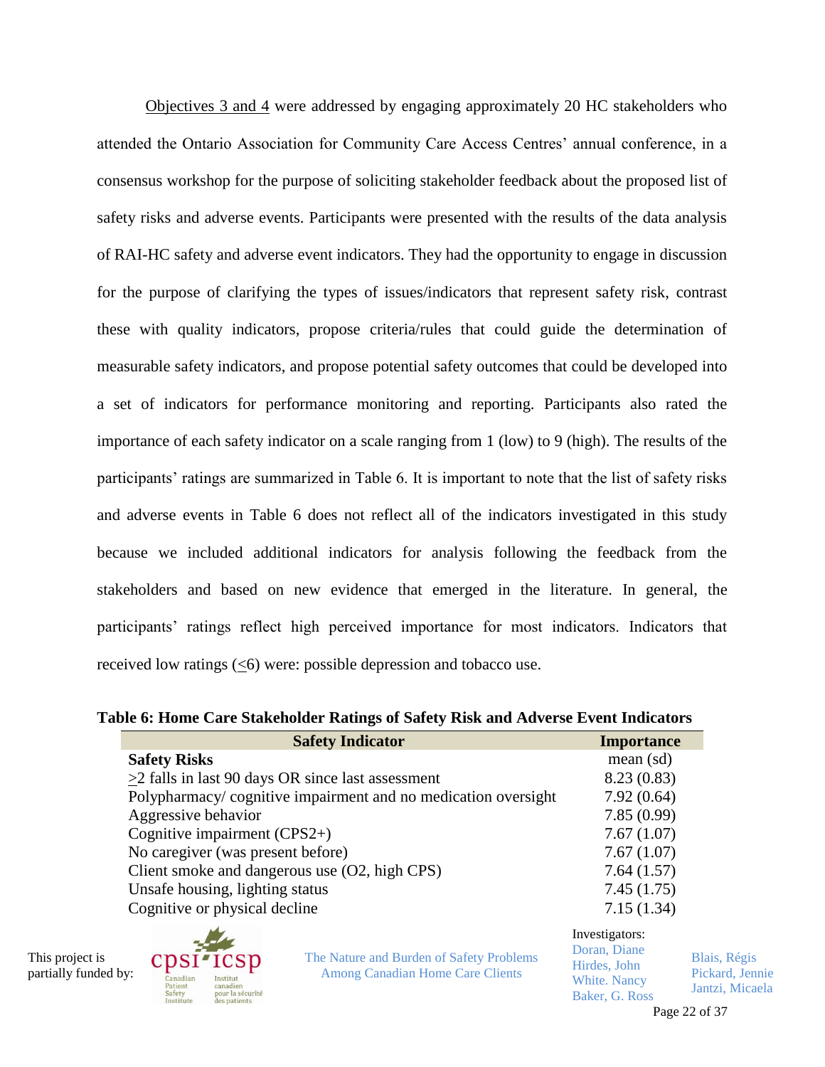Objectives 3 and 4 were addressed by engaging approximately 20 HC stakeholders who attended the Ontario Association for Community Care Access Centres' annual conference, in a consensus workshop for the purpose of soliciting stakeholder feedback about the proposed list of safety risks and adverse events. Participants were presented with the results of the data analysis of RAI-HC safety and adverse event indicators. They had the opportunity to engage in discussion for the purpose of clarifying the types of issues/indicators that represent safety risk, contrast these with quality indicators, propose criteria/rules that could guide the determination of measurable safety indicators, and propose potential safety outcomes that could be developed into a set of indicators for performance monitoring and reporting. Participants also rated the importance of each safety indicator on a scale ranging from 1 (low) to 9 (high). The results of the participants' ratings are summarized in Table 6. It is important to note that the list of safety risks and adverse events in Table 6 does not reflect all of the indicators investigated in this study because we included additional indicators for analysis following the feedback from the stakeholders and based on new evidence that emerged in the literature. In general, the participants' ratings reflect high perceived importance for most indicators. Indicators that received low ratings (≤6) were: possible depression and tobacco use.

**Table 6: Home Care Stakeholder Ratings of Safety Risk and Adverse Event Indicators**

| Safety Indicator | Importance |
|---|---|
| **Safety Risks** | mean (sd) |
| ≥2 falls in last 90 days OR since last assessment | 8.23 (0.83) |
| Polypharmacy/ cognitive impairment and no medication oversight | 7.92 (0.64) |
| Aggressive behavior | 7.85 (0.99) |
| Cognitive impairment (CPS2+) | 7.67 (1.07) |
| No caregiver (was present before) | 7.67 (1.07) |
| Client smoke and dangerous use (O2, high CPS) | 7.64 (1.57) |
| Unsafe housing, lighting status | 7.45 (1.75) |
| Cognitive or physical decline | 7.15 (1.34) |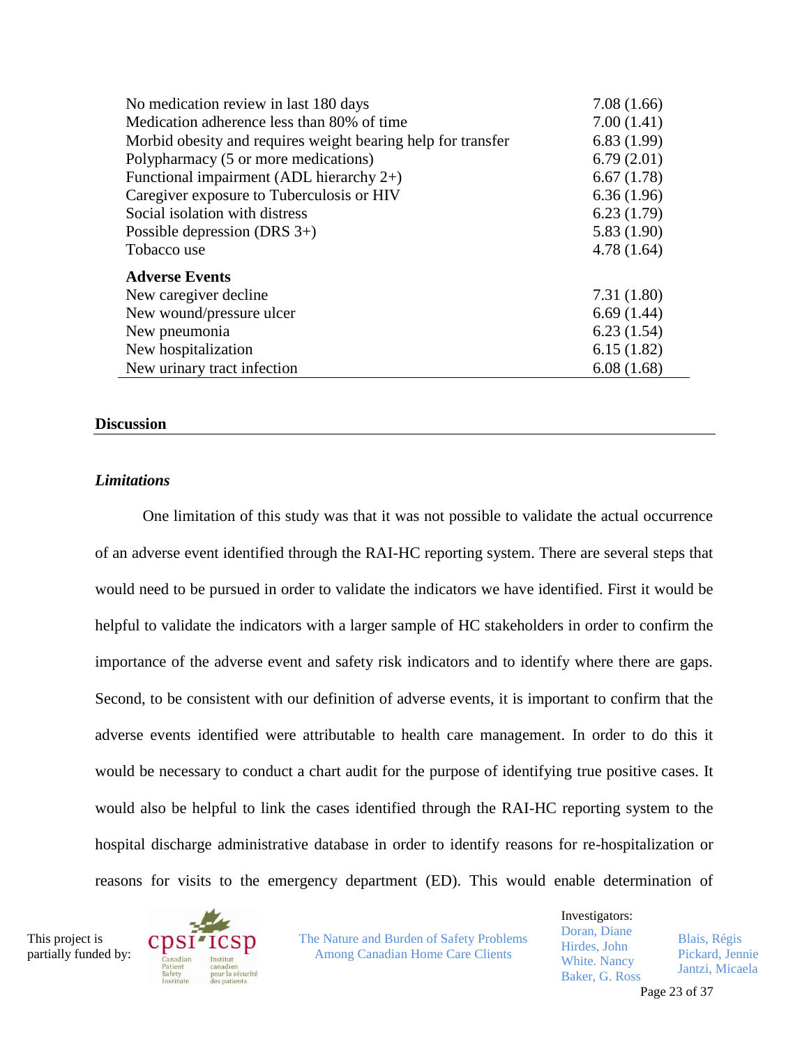| | |
|---|---|
| No medication review in last 180 days | 7.08 (1.66) |
| Medication adherence less than 80% of time | 7.00 (1.41) |
| Morbid obesity and requires weight bearing help for transfer | 6.83 (1.99) |
| Polypharmacy (5 or more medications) | 6.79 (2.01) |
| Functional impairment (ADL hierarchy 2+) | 6.67 (1.78) |
| Caregiver exposure to Tuberculosis or HIV | 6.36 (1.96) |
| Social isolation with distress | 6.23 (1.79) |
| Possible depression (DRS 3+) | 5.83 (1.90) |
| Tobacco use | 4.78 (1.64) |
| **Adverse Events** | |
| New caregiver decline | 7.31 (1.80) |
| New wound/pressure ulcer | 6.69 (1.44) |
| New pneumonia | 6.23 (1.54) |
| New hospitalization | 6.15 (1.82) |
| New urinary tract infection | 6.08 (1.68) |

## Discussion

### *Limitations*

One limitation of this study was that it was not possible to validate the actual occurrence of an adverse event identified through the RAI-HC reporting system. There are several steps that would need to be pursued in order to validate the indicators we have identified. First it would be helpful to validate the indicators with a larger sample of HC stakeholders in order to confirm the importance of the adverse event and safety risk indicators and to identify where there are gaps. Second, to be consistent with our definition of adverse events, it is important to confirm that the adverse events identified were attributable to health care management. In order to do this it would be necessary to conduct a chart audit for the purpose of identifying true positive cases. It would also be helpful to link the cases identified through the RAI-HC reporting system to the hospital discharge administrative database in order to identify reasons for re-hospitalization or reasons for visits to the emergency department (ED). This would enable determination of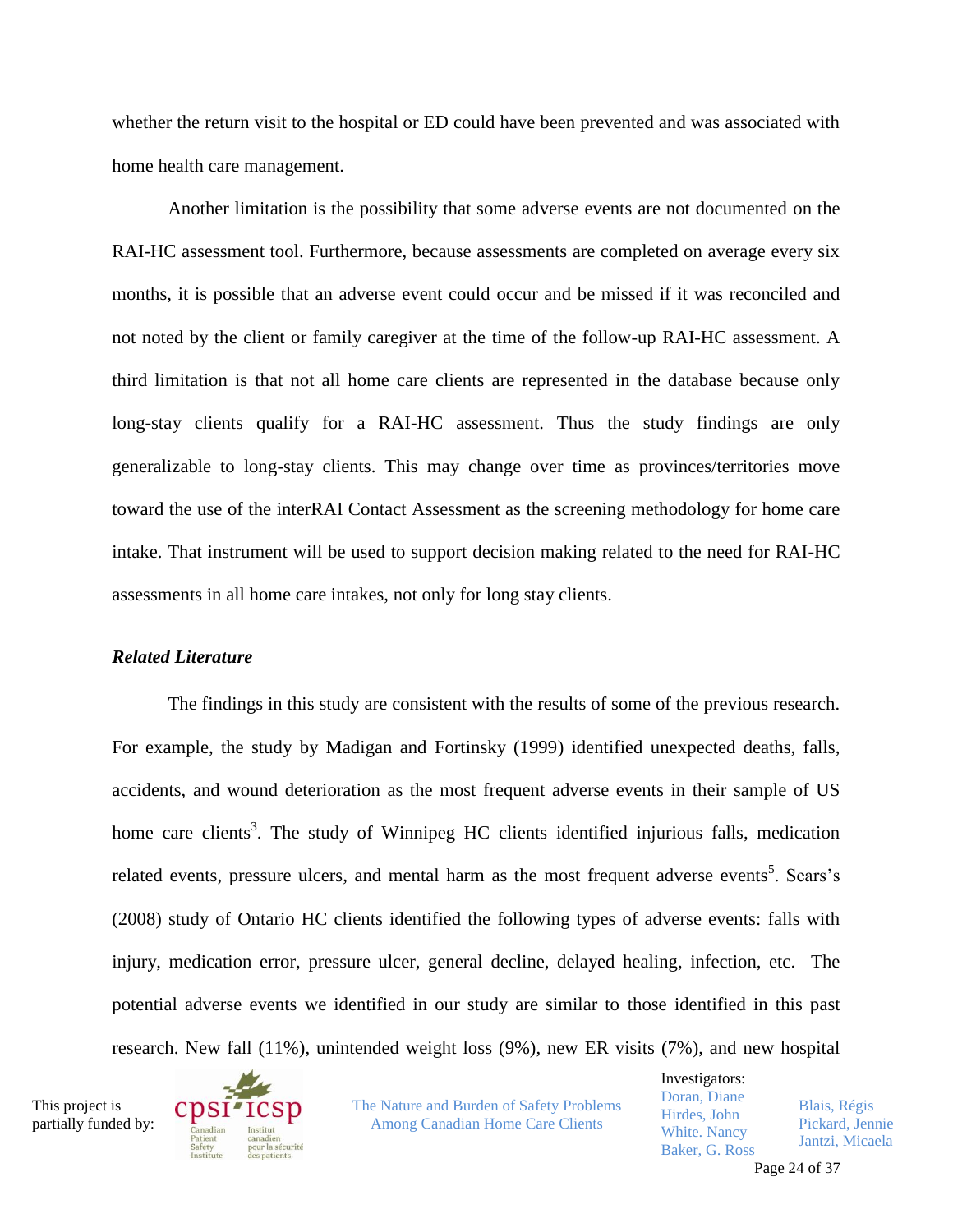whether the return visit to the hospital or ED could have been prevented and was associated with home health care management.

Another limitation is the possibility that some adverse events are not documented on the RAI-HC assessment tool. Furthermore, because assessments are completed on average every six months, it is possible that an adverse event could occur and be missed if it was reconciled and not noted by the client or family caregiver at the time of the follow-up RAI-HC assessment. A third limitation is that not all home care clients are represented in the database because only long-stay clients qualify for a RAI-HC assessment. Thus the study findings are only generalizable to long-stay clients. This may change over time as provinces/territories move toward the use of the interRAI Contact Assessment as the screening methodology for home care intake. That instrument will be used to support decision making related to the need for RAI-HC assessments in all home care intakes, not only for long stay clients.

***Related Literature***

The findings in this study are consistent with the results of some of the previous research. For example, the study by Madigan and Fortinsky (1999) identified unexpected deaths, falls, accidents, and wound deterioration as the most frequent adverse events in their sample of US home care clients[3]. The study of Winnipeg HC clients identified injurious falls, medication related events, pressure ulcers, and mental harm as the most frequent adverse events[5]. Sears's (2008) study of Ontario HC clients identified the following types of adverse events: falls with injury, medication error, pressure ulcer, general decline, delayed healing, infection, etc. The potential adverse events we identified in our study are similar to those identified in this past research. New fall (11%), unintended weight loss (9%), new ER visits (7%), and new hospital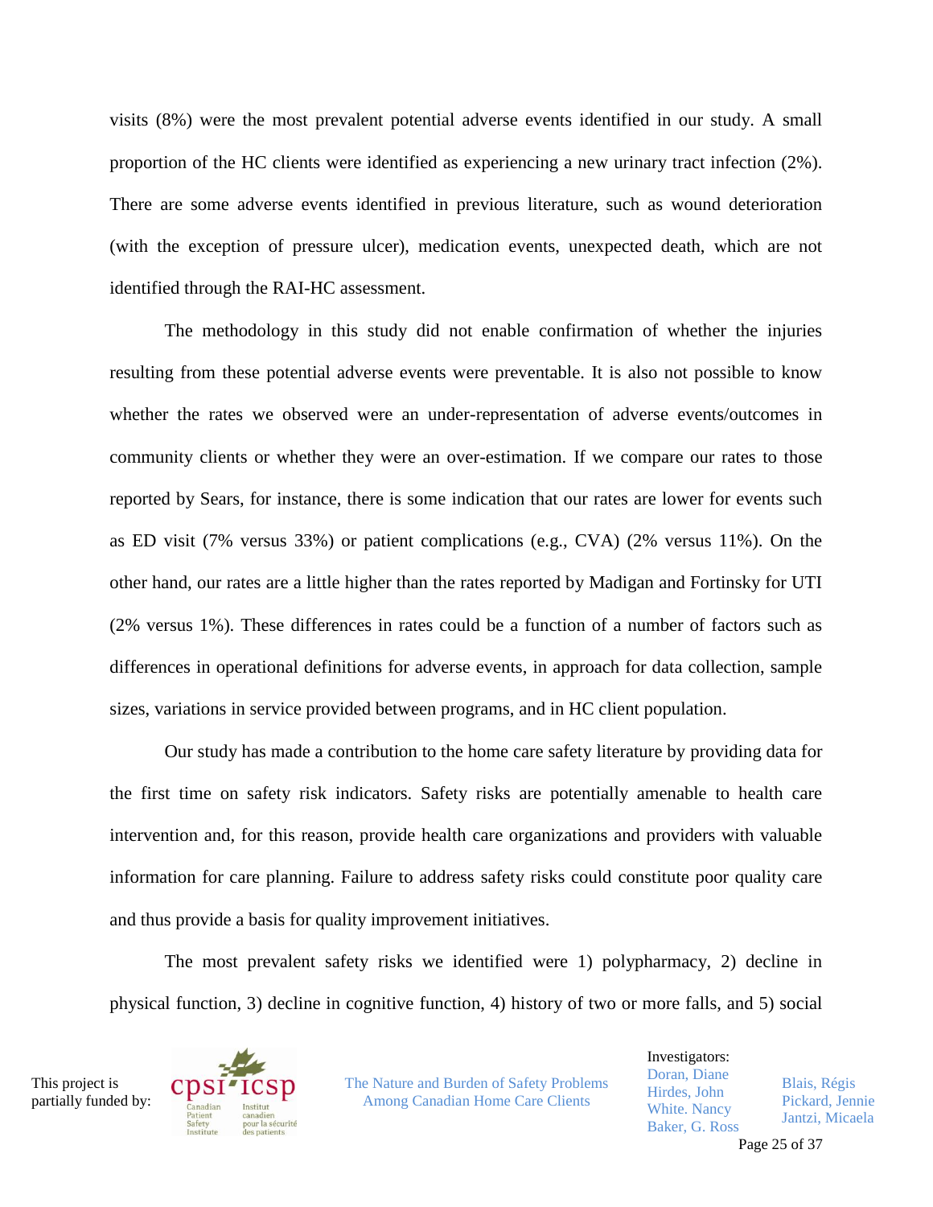visits (8%) were the most prevalent potential adverse events identified in our study. A small proportion of the HC clients were identified as experiencing a new urinary tract infection (2%). There are some adverse events identified in previous literature, such as wound deterioration (with the exception of pressure ulcer), medication events, unexpected death, which are not identified through the RAI-HC assessment.

The methodology in this study did not enable confirmation of whether the injuries resulting from these potential adverse events were preventable. It is also not possible to know whether the rates we observed were an under-representation of adverse events/outcomes in community clients or whether they were an over-estimation. If we compare our rates to those reported by Sears, for instance, there is some indication that our rates are lower for events such as ED visit (7% versus 33%) or patient complications (e.g., CVA) (2% versus 11%). On the other hand, our rates are a little higher than the rates reported by Madigan and Fortinsky for UTI (2% versus 1%). These differences in rates could be a function of a number of factors such as differences in operational definitions for adverse events, in approach for data collection, sample sizes, variations in service provided between programs, and in HC client population.

Our study has made a contribution to the home care safety literature by providing data for the first time on safety risk indicators. Safety risks are potentially amenable to health care intervention and, for this reason, provide health care organizations and providers with valuable information for care planning. Failure to address safety risks could constitute poor quality care and thus provide a basis for quality improvement initiatives.

The most prevalent safety risks we identified were 1) polypharmacy, 2) decline in physical function, 3) decline in cognitive function, 4) history of two or more falls, and 5) social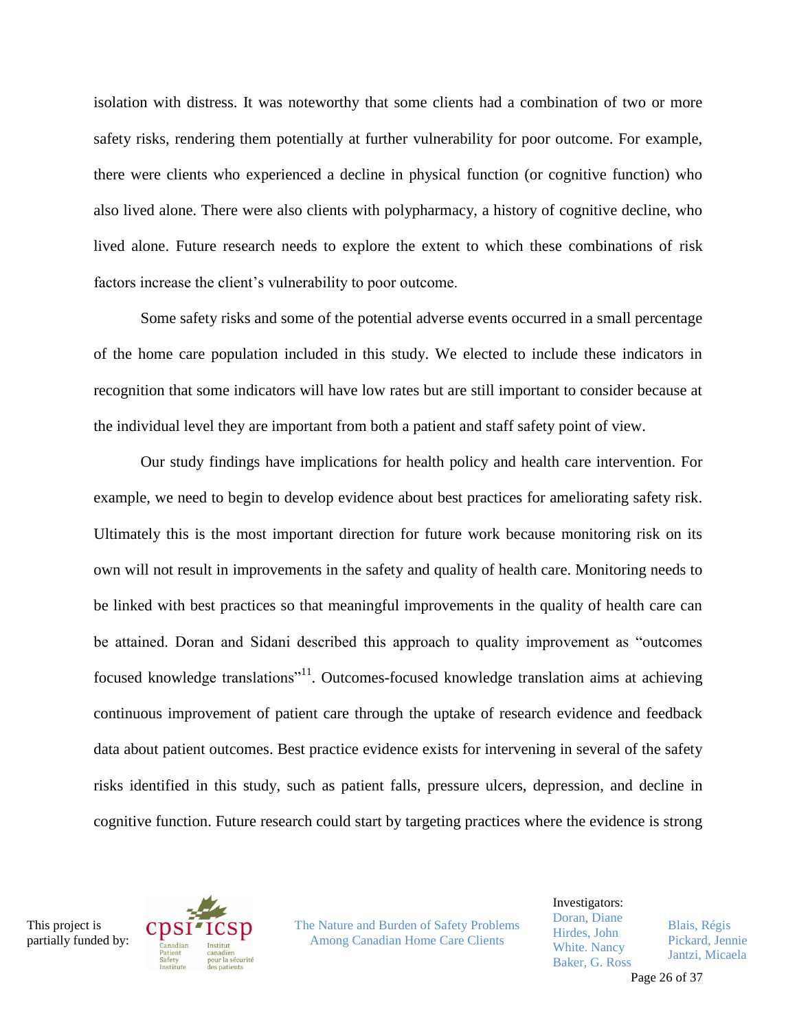isolation with distress. It was noteworthy that some clients had a combination of two or more safety risks, rendering them potentially at further vulnerability for poor outcome. For example, there were clients who experienced a decline in physical function (or cognitive function) who also lived alone. There were also clients with polypharmacy, a history of cognitive decline, who lived alone. Future research needs to explore the extent to which these combinations of risk factors increase the client's vulnerability to poor outcome.

Some safety risks and some of the potential adverse events occurred in a small percentage of the home care population included in this study. We elected to include these indicators in recognition that some indicators will have low rates but are still important to consider because at the individual level they are important from both a patient and staff safety point of view.

Our study findings have implications for health policy and health care intervention. For example, we need to begin to develop evidence about best practices for ameliorating safety risk. Ultimately this is the most important direction for future work because monitoring risk on its own will not result in improvements in the safety and quality of health care. Monitoring needs to be linked with best practices so that meaningful improvements in the quality of health care can be attained. Doran and Sidani described this approach to quality improvement as "outcomes focused knowledge translations"[11]. Outcomes-focused knowledge translation aims at achieving continuous improvement of patient care through the uptake of research evidence and feedback data about patient outcomes. Best practice evidence exists for intervening in several of the safety risks identified in this study, such as patient falls, pressure ulcers, depression, and decline in cognitive function. Future research could start by targeting practices where the evidence is strong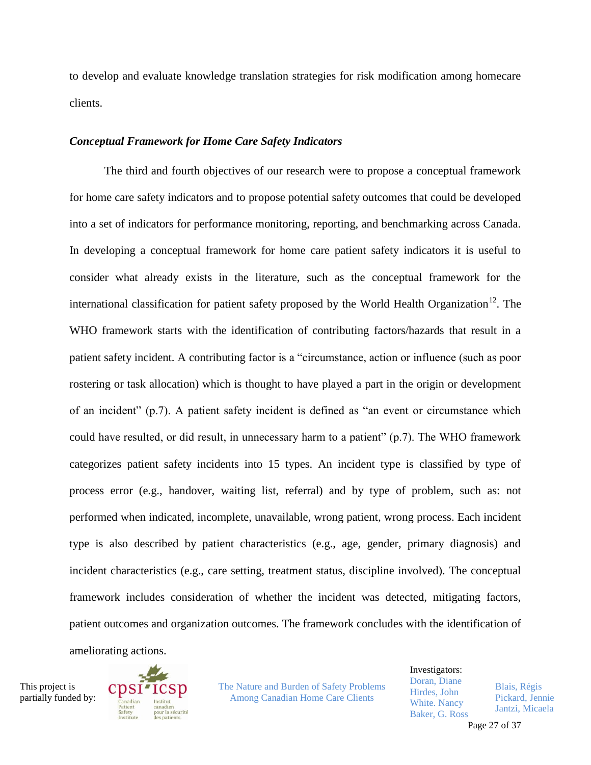to develop and evaluate knowledge translation strategies for risk modification among homecare clients.

### *Conceptual Framework for Home Care Safety Indicators*

The third and fourth objectives of our research were to propose a conceptual framework for home care safety indicators and to propose potential safety outcomes that could be developed into a set of indicators for performance monitoring, reporting, and benchmarking across Canada. In developing a conceptual framework for home care patient safety indicators it is useful to consider what already exists in the literature, such as the conceptual framework for the international classification for patient safety proposed by the World Health Organization[12]. The WHO framework starts with the identification of contributing factors/hazards that result in a patient safety incident. A contributing factor is a "circumstance, action or influence (such as poor rostering or task allocation) which is thought to have played a part in the origin or development of an incident" (p.7). A patient safety incident is defined as "an event or circumstance which could have resulted, or did result, in unnecessary harm to a patient" (p.7). The WHO framework categorizes patient safety incidents into 15 types. An incident type is classified by type of process error (e.g., handover, waiting list, referral) and by type of problem, such as: not performed when indicated, incomplete, unavailable, wrong patient, wrong process. Each incident type is also described by patient characteristics (e.g., age, gender, primary diagnosis) and incident characteristics (e.g., care setting, treatment status, discipline involved). The conceptual framework includes consideration of whether the incident was detected, mitigating factors, patient outcomes and organization outcomes. The framework concludes with the identification of ameliorating actions.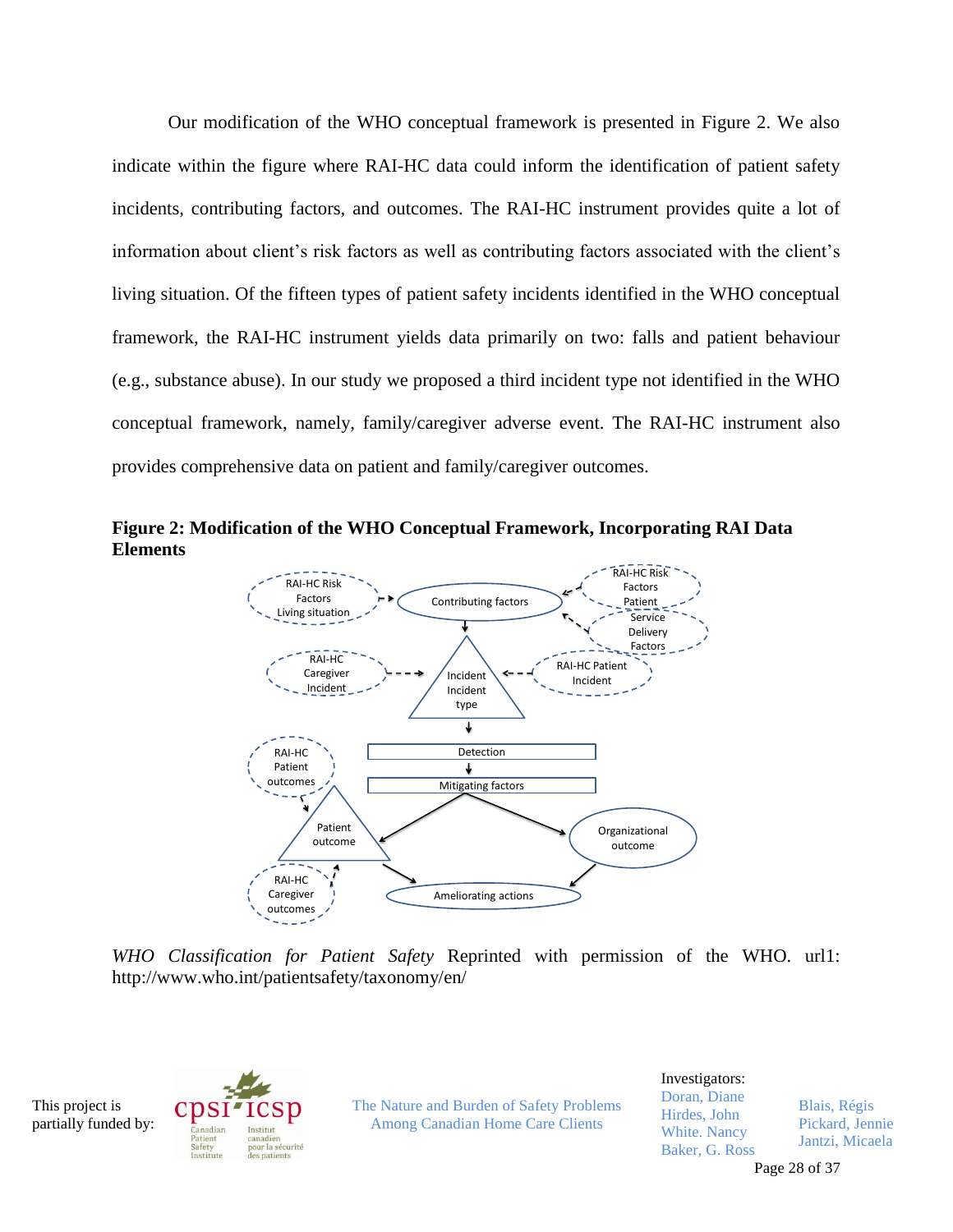Our modification of the WHO conceptual framework is presented in Figure 2. We also indicate within the figure where RAI-HC data could inform the identification of patient safety incidents, contributing factors, and outcomes. The RAI-HC instrument provides quite a lot of information about client's risk factors as well as contributing factors associated with the client's living situation. Of the fifteen types of patient safety incidents identified in the WHO conceptual framework, the RAI-HC instrument yields data primarily on two: falls and patient behaviour (e.g., substance abuse). In our study we proposed a third incident type not identified in the WHO conceptual framework, namely, family/caregiver adverse event. The RAI-HC instrument also provides comprehensive data on patient and family/caregiver outcomes.

**Figure 2: Modification of the WHO Conceptual Framework, Incorporating RAI Data Elements**

*WHO Classification for Patient Safety* Reprinted with permission of the WHO. url1: http://www.who.int/patientsafety/taxonomy/en/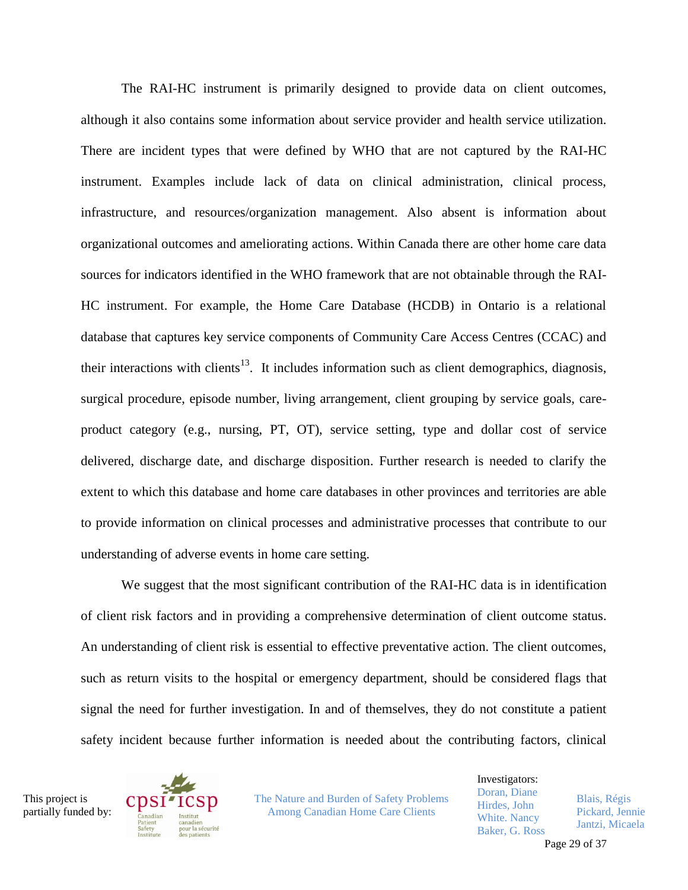The RAI-HC instrument is primarily designed to provide data on client outcomes, although it also contains some information about service provider and health service utilization. There are incident types that were defined by WHO that are not captured by the RAI-HC instrument. Examples include lack of data on clinical administration, clinical process, infrastructure, and resources/organization management. Also absent is information about organizational outcomes and ameliorating actions. Within Canada there are other home care data sources for indicators identified in the WHO framework that are not obtainable through the RAI-HC instrument. For example, the Home Care Database (HCDB) in Ontario is a relational database that captures key service components of Community Care Access Centres (CCAC) and their interactions with clients[13]. It includes information such as client demographics, diagnosis, surgical procedure, episode number, living arrangement, client grouping by service goals, care-product category (e.g., nursing, PT, OT), service setting, type and dollar cost of service delivered, discharge date, and discharge disposition. Further research is needed to clarify the extent to which this database and home care databases in other provinces and territories are able to provide information on clinical processes and administrative processes that contribute to our understanding of adverse events in home care setting.

We suggest that the most significant contribution of the RAI-HC data is in identification of client risk factors and in providing a comprehensive determination of client outcome status. An understanding of client risk is essential to effective preventative action. The client outcomes, such as return visits to the hospital or emergency department, should be considered flags that signal the need for further investigation. In and of themselves, they do not constitute a patient safety incident because further information is needed about the contributing factors, clinical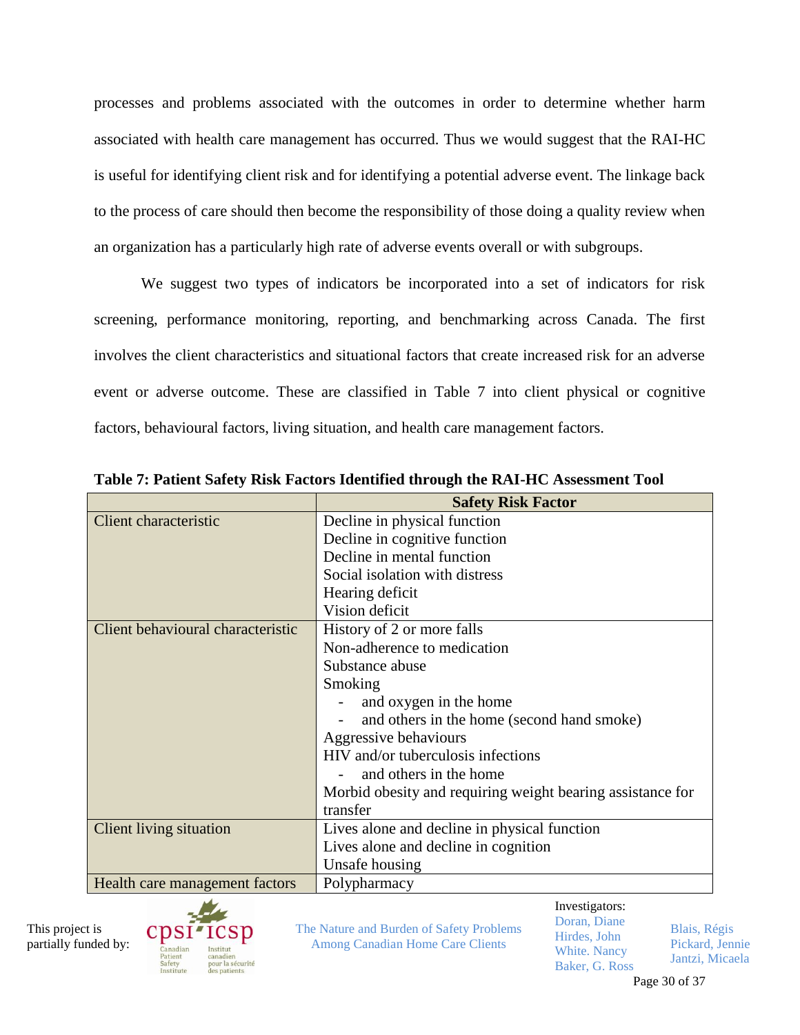processes and problems associated with the outcomes in order to determine whether harm associated with health care management has occurred. Thus we would suggest that the RAI-HC is useful for identifying client risk and for identifying a potential adverse event. The linkage back to the process of care should then become the responsibility of those doing a quality review when an organization has a particularly high rate of adverse events overall or with subgroups.

We suggest two types of indicators be incorporated into a set of indicators for risk screening, performance monitoring, reporting, and benchmarking across Canada. The first involves the client characteristics and situational factors that create increased risk for an adverse event or adverse outcome. These are classified in Table 7 into client physical or cognitive factors, behavioural factors, living situation, and health care management factors.

**Table 7: Patient Safety Risk Factors Identified through the RAI-HC Assessment Tool**

| | Safety Risk Factor |
|---|---|
| Client characteristic | Decline in physical function<br>Decline in cognitive function<br>Decline in mental function<br>Social isolation with distress<br>Hearing deficit<br>Vision deficit |
| Client behavioural characteristic | History of 2 or more falls<br>Non-adherence to medication<br>Substance abuse<br>Smoking<br>- and oxygen in the home<br>- and others in the home (second hand smoke)<br>Aggressive behaviours<br>HIV and/or tuberculosis infections<br>- and others in the home<br>Morbid obesity and requiring weight bearing assistance for transfer |
| Client living situation | Lives alone and decline in physical function<br>Lives alone and decline in cognition<br>Unsafe housing |
| Health care management factors | Polypharmacy |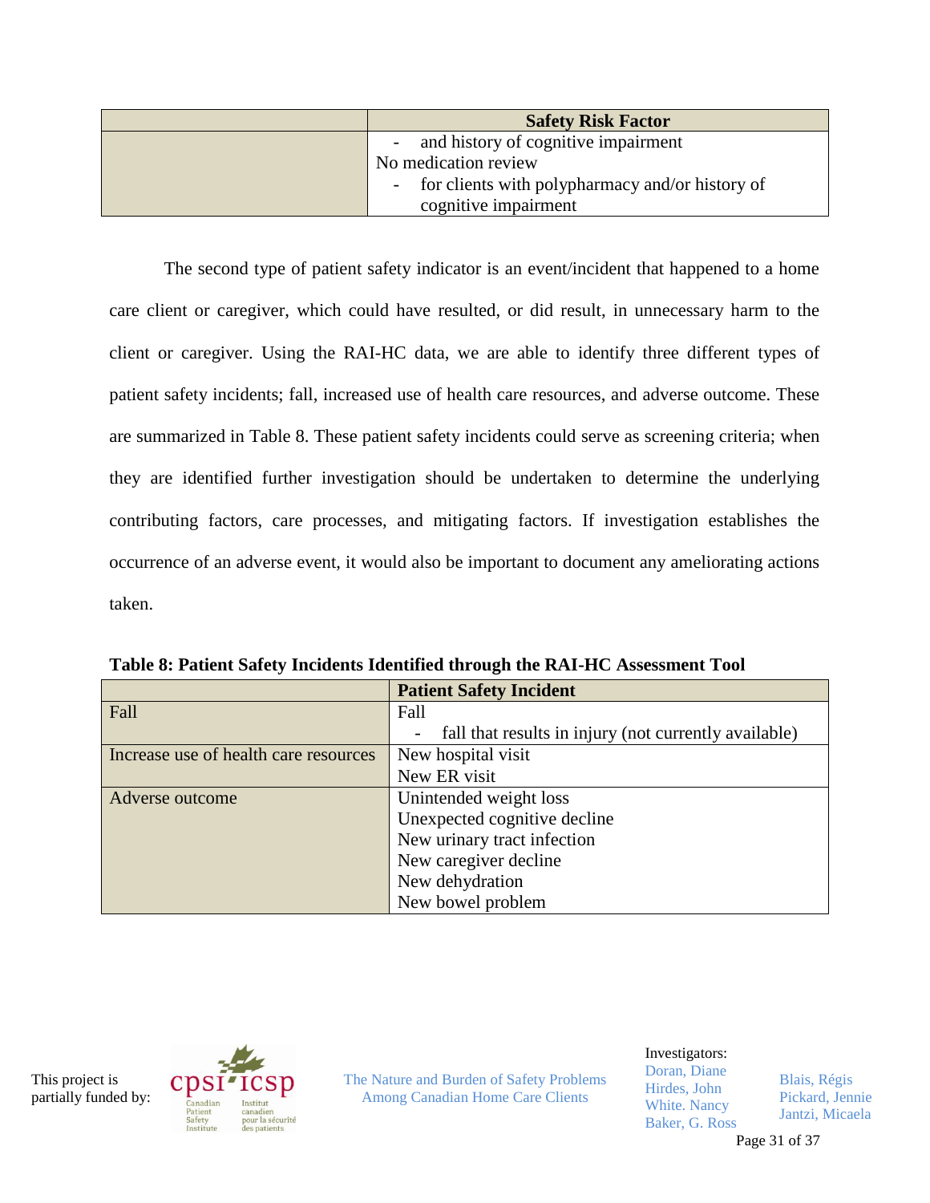| | Safety Risk Factor |
|---|---|
| | - and history of cognitive impairment<br>No medication review<br>- for clients with polypharmacy and/or history of cognitive impairment |

The second type of patient safety indicator is an event/incident that happened to a home care client or caregiver, which could have resulted, or did result, in unnecessary harm to the client or caregiver. Using the RAI-HC data, we are able to identify three different types of patient safety incidents; fall, increased use of health care resources, and adverse outcome. These are summarized in Table 8. These patient safety incidents could serve as screening criteria; when they are identified further investigation should be undertaken to determine the underlying contributing factors, care processes, and mitigating factors. If investigation establishes the occurrence of an adverse event, it would also be important to document any ameliorating actions taken.

**Table 8: Patient Safety Incidents Identified through the RAI-HC Assessment Tool**

| | Patient Safety Incident |
|---|---|
| Fall | Fall<br>- fall that results in injury (not currently available) |
| Increase use of health care resources | New hospital visit<br>New ER visit |
| Adverse outcome | Unintended weight loss<br>Unexpected cognitive decline<br>New urinary tract infection<br>New caregiver decline<br>New dehydration<br>New bowel problem |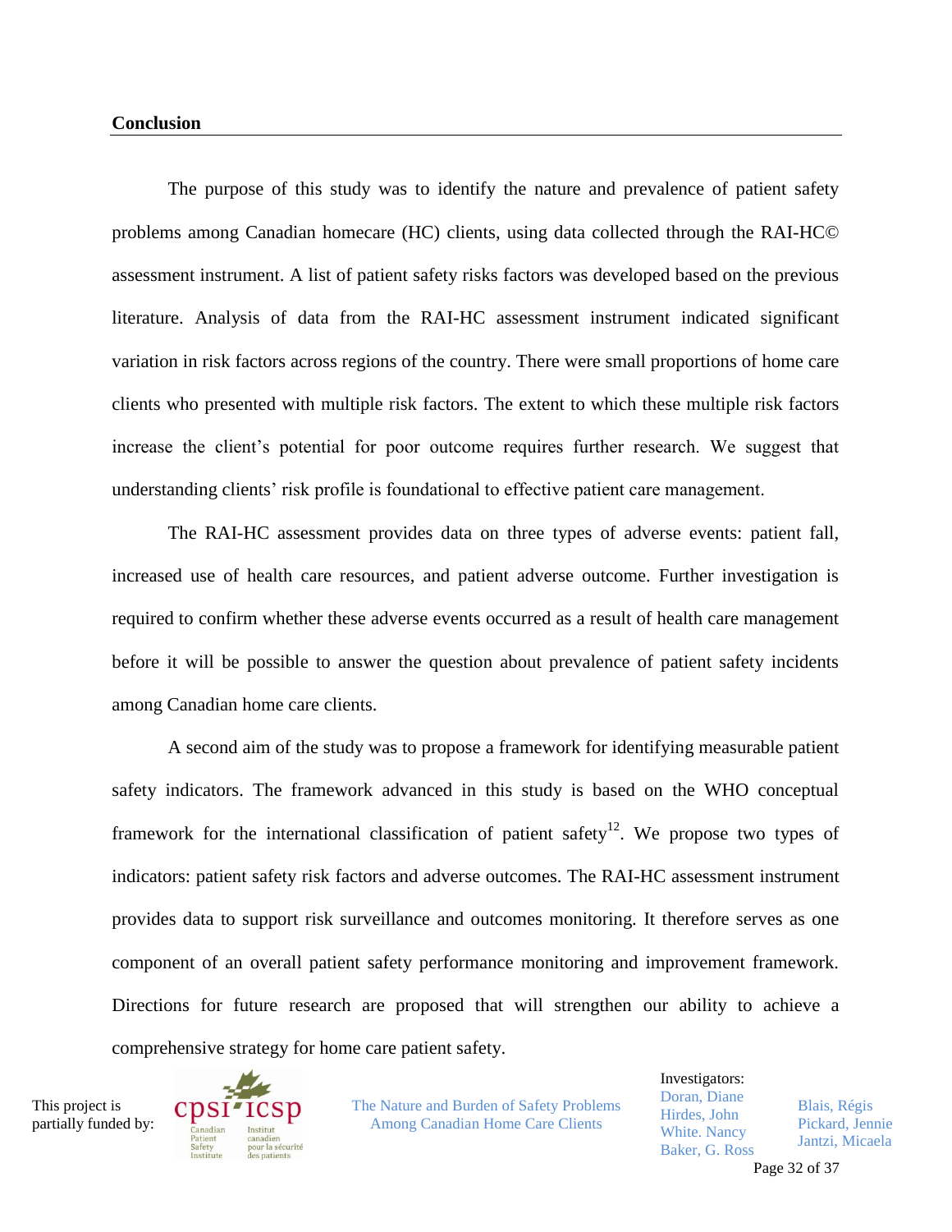**Conclusion**

The purpose of this study was to identify the nature and prevalence of patient safety problems among Canadian homecare (HC) clients, using data collected through the RAI-HC© assessment instrument. A list of patient safety risks factors was developed based on the previous literature. Analysis of data from the RAI-HC assessment instrument indicated significant variation in risk factors across regions of the country. There were small proportions of home care clients who presented with multiple risk factors. The extent to which these multiple risk factors increase the client's potential for poor outcome requires further research. We suggest that understanding clients' risk profile is foundational to effective patient care management.

The RAI-HC assessment provides data on three types of adverse events: patient fall, increased use of health care resources, and patient adverse outcome. Further investigation is required to confirm whether these adverse events occurred as a result of health care management before it will be possible to answer the question about prevalence of patient safety incidents among Canadian home care clients.

A second aim of the study was to propose a framework for identifying measurable patient safety indicators. The framework advanced in this study is based on the WHO conceptual framework for the international classification of patient safety[12]. We propose two types of indicators: patient safety risk factors and adverse outcomes. The RAI-HC assessment instrument provides data to support risk surveillance and outcomes monitoring. It therefore serves as one component of an overall patient safety performance monitoring and improvement framework. Directions for future research are proposed that will strengthen our ability to achieve a comprehensive strategy for home care patient safety.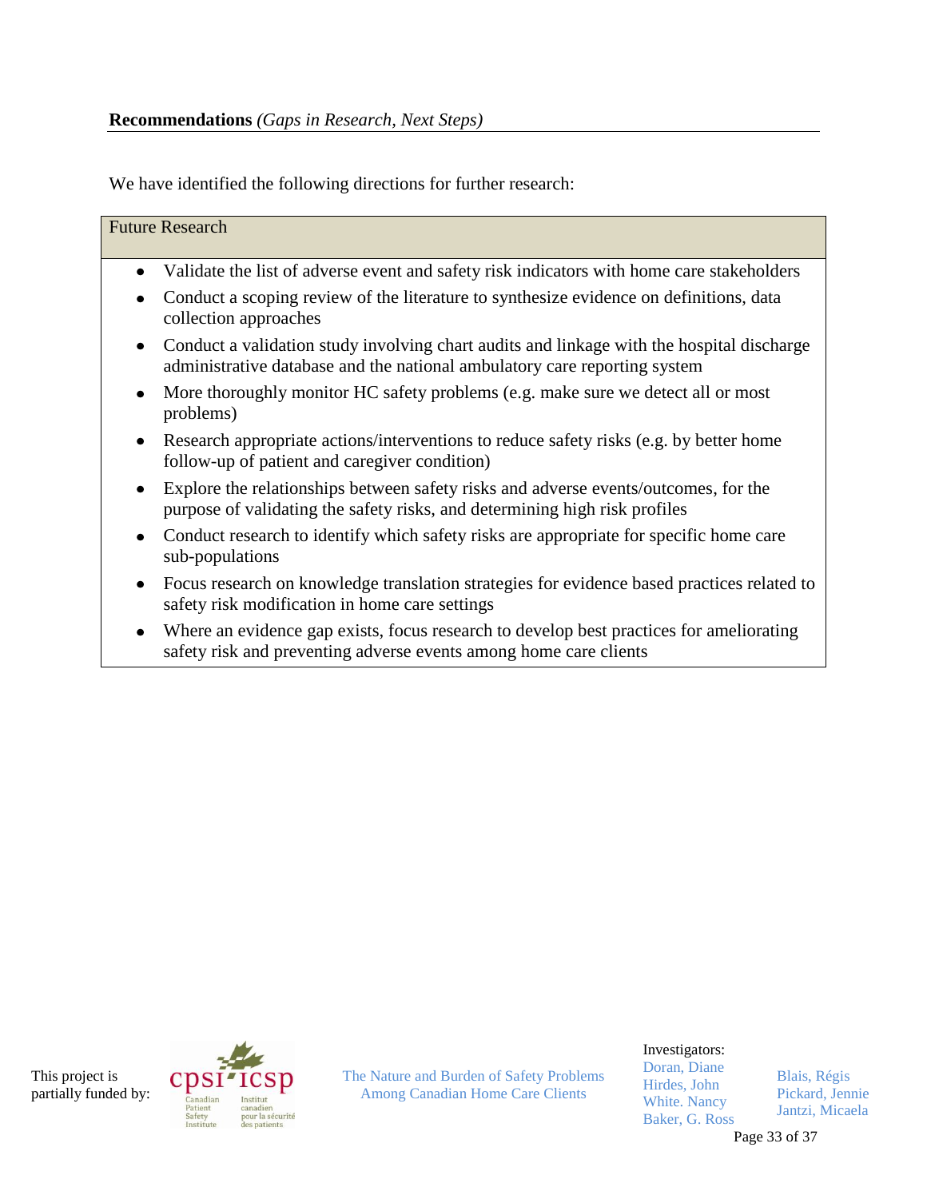**Recommendations** *(Gaps in Research, Next Steps)*

We have identified the following directions for further research:

| Future Research |
|---|
| • Validate the list of adverse event and safety risk indicators with home care stakeholders<br>• Conduct a scoping review of the literature to synthesize evidence on definitions, data collection approaches<br>• Conduct a validation study involving chart audits and linkage with the hospital discharge administrative database and the national ambulatory care reporting system<br>• More thoroughly monitor HC safety problems (e.g. make sure we detect all or most problems)<br>• Research appropriate actions/interventions to reduce safety risks (e.g. by better home follow-up of patient and caregiver condition)<br>• Explore the relationships between safety risks and adverse events/outcomes, for the purpose of validating the safety risks, and determining high risk profiles<br>• Conduct research to identify which safety risks are appropriate for specific home care sub-populations<br>• Focus research on knowledge translation strategies for evidence based practices related to safety risk modification in home care settings<br>• Where an evidence gap exists, focus research to develop best practices for ameliorating safety risk and preventing adverse events among home care clients |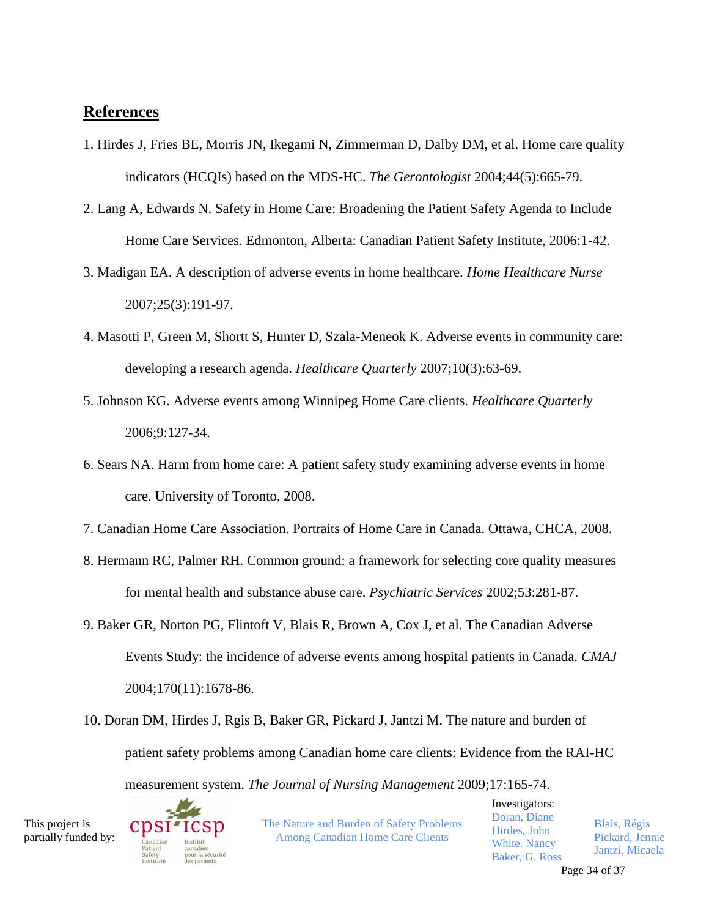## References

1. Hirdes J, Fries BE, Morris JN, Ikegami N, Zimmerman D, Dalby DM, et al. Home care quality indicators (HCQIs) based on the MDS-HC. *The Gerontologist* 2004;44(5):665-79.
2. Lang A, Edwards N. Safety in Home Care: Broadening the Patient Safety Agenda to Include Home Care Services. Edmonton, Alberta: Canadian Patient Safety Institute, 2006:1-42.
3. Madigan EA. A description of adverse events in home healthcare. *Home Healthcare Nurse* 2007;25(3):191-97.
4. Masotti P, Green M, Shortt S, Hunter D, Szala-Meneok K. Adverse events in community care: developing a research agenda. *Healthcare Quarterly* 2007;10(3):63-69.
5. Johnson KG. Adverse events among Winnipeg Home Care clients. *Healthcare Quarterly* 2006;9:127-34.
6. Sears NA. Harm from home care: A patient safety study examining adverse events in home care. University of Toronto, 2008.
7. Canadian Home Care Association. Portraits of Home Care in Canada. Ottawa, CHCA, 2008.
8. Hermann RC, Palmer RH. Common ground: a framework for selecting core quality measures for mental health and substance abuse care. *Psychiatric Services* 2002;53:281-87.
9. Baker GR, Norton PG, Flintoft V, Blais R, Brown A, Cox J, et al. The Canadian Adverse Events Study: the incidence of adverse events among hospital patients in Canada. *CMAJ* 2004;170(11):1678-86.
10. Doran DM, Hirdes J, Rgis B, Baker GR, Pickard J, Jantzi M. The nature and burden of patient safety problems among Canadian home care clients: Evidence from the RAI-HC measurement system. *The Journal of Nursing Management* 2009;17:165-74.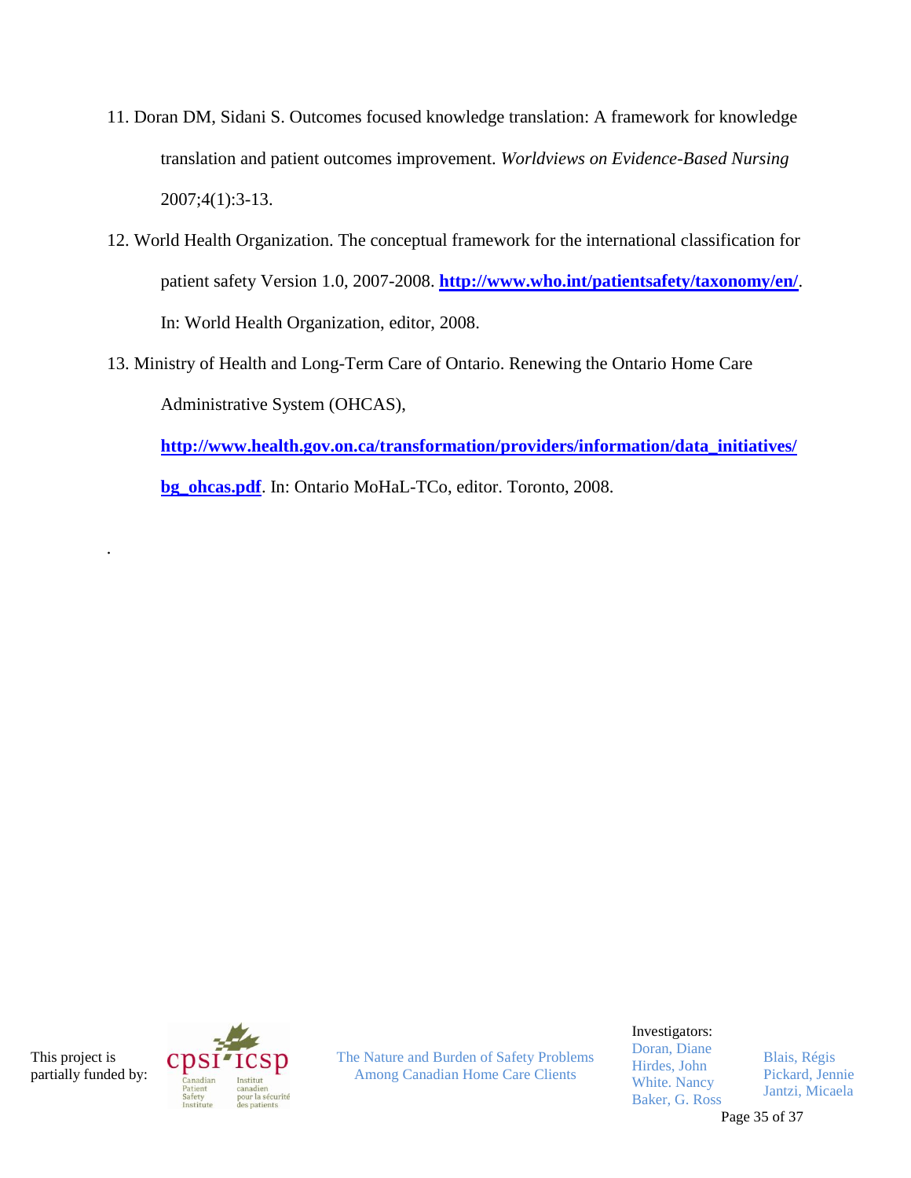11. Doran DM, Sidani S. Outcomes focused knowledge translation: A framework for knowledge translation and patient outcomes improvement. *Worldviews on Evidence-Based Nursing* 2007;4(1):3-13.

12. World Health Organization. The conceptual framework for the international classification for patient safety Version 1.0, 2007-2008. **http://www.who.int/patientsafety/taxonomy/en/**. In: World Health Organization, editor, 2008.

13. Ministry of Health and Long-Term Care of Ontario. Renewing the Ontario Home Care Administrative System (OHCAS), **http://www.health.gov.on.ca/transformation/providers/information/data_initiatives/bg_ohcas.pdf**. In: Ontario MoHaL-TCo, editor. Toronto, 2008.

.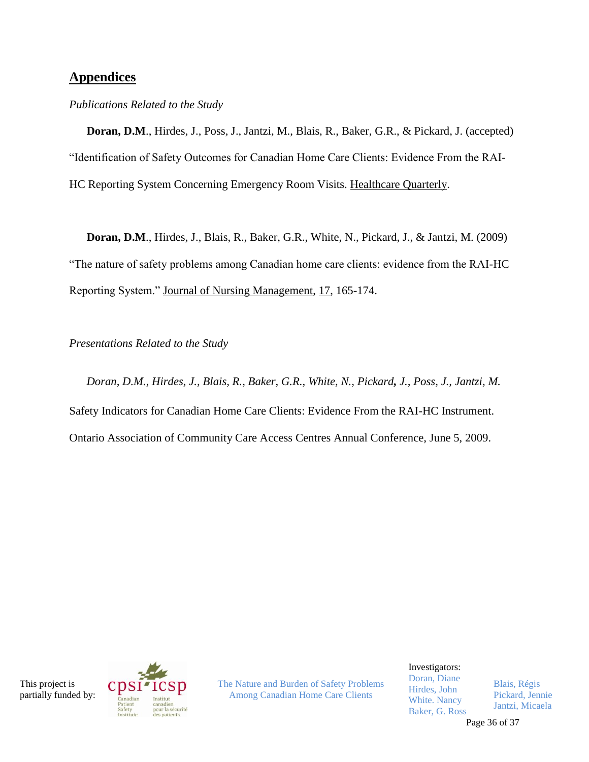# Appendices

*Publications Related to the Study*

**Doran, D.M**., Hirdes, J., Poss, J., Jantzi, M., Blais, R., Baker, G.R., & Pickard, J. (accepted) "Identification of Safety Outcomes for Canadian Home Care Clients: Evidence From the RAI-HC Reporting System Concerning Emergency Room Visits. Healthcare Quarterly.

**Doran, D.M**., Hirdes, J., Blais, R., Baker, G.R., White, N., Pickard, J., & Jantzi, M. (2009) "The nature of safety problems among Canadian home care clients: evidence from the RAI-HC Reporting System." Journal of Nursing Management, 17, 165-174.

*Presentations Related to the Study*

*Doran, D.M., Hirdes, J., Blais, R., Baker, G.R., White, N., Pickard, J., Poss, J., Jantzi, M.* Safety Indicators for Canadian Home Care Clients: Evidence From the RAI-HC Instrument. Ontario Association of Community Care Access Centres Annual Conference, June 5, 2009.